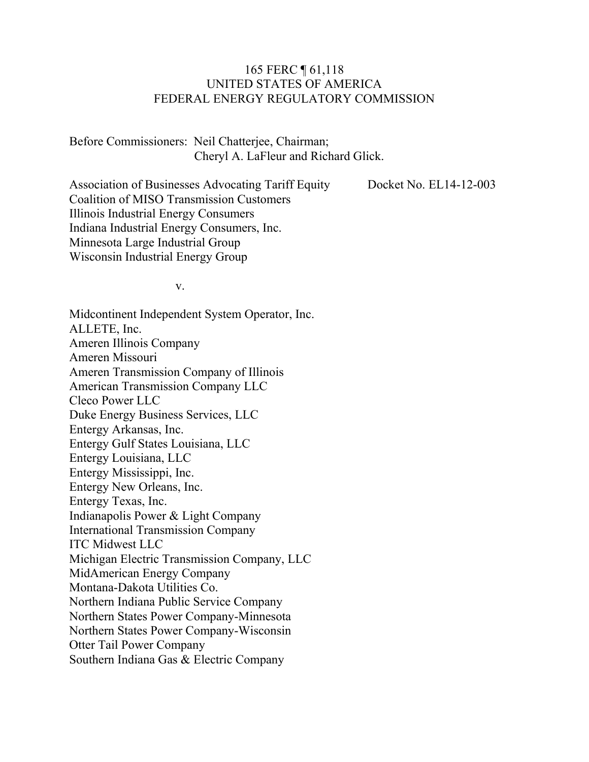165 FERC ¶ 61,118
UNITED STATES OF AMERICA
FEDERAL ENERGY REGULATORY COMMISSION

Before Commissioners: Neil Chatterjee, Chairman;
Cheryl A. LaFleur and Richard Glick.

Association of Businesses Advocating Tariff Equity
Coalition of MISO Transmission Customers
Illinois Industrial Energy Consumers
Indiana Industrial Energy Consumers, Inc.
Minnesota Large Industrial Group
Wisconsin Industrial Energy Group

Docket No. EL14-12-003

v.

Midcontinent Independent System Operator, Inc.
ALLETE, Inc.
Ameren Illinois Company
Ameren Missouri
Ameren Transmission Company of Illinois
American Transmission Company LLC
Cleco Power LLC
Duke Energy Business Services, LLC
Entergy Arkansas, Inc.
Entergy Gulf States Louisiana, LLC
Entergy Louisiana, LLC
Entergy Mississippi, Inc.
Entergy New Orleans, Inc.
Entergy Texas, Inc.
Indianapolis Power & Light Company
International Transmission Company
ITC Midwest LLC
Michigan Electric Transmission Company, LLC
MidAmerican Energy Company
Montana-Dakota Utilities Co.
Northern Indiana Public Service Company
Northern States Power Company-Minnesota
Northern States Power Company-Wisconsin
Otter Tail Power Company
Southern Indiana Gas & Electric Company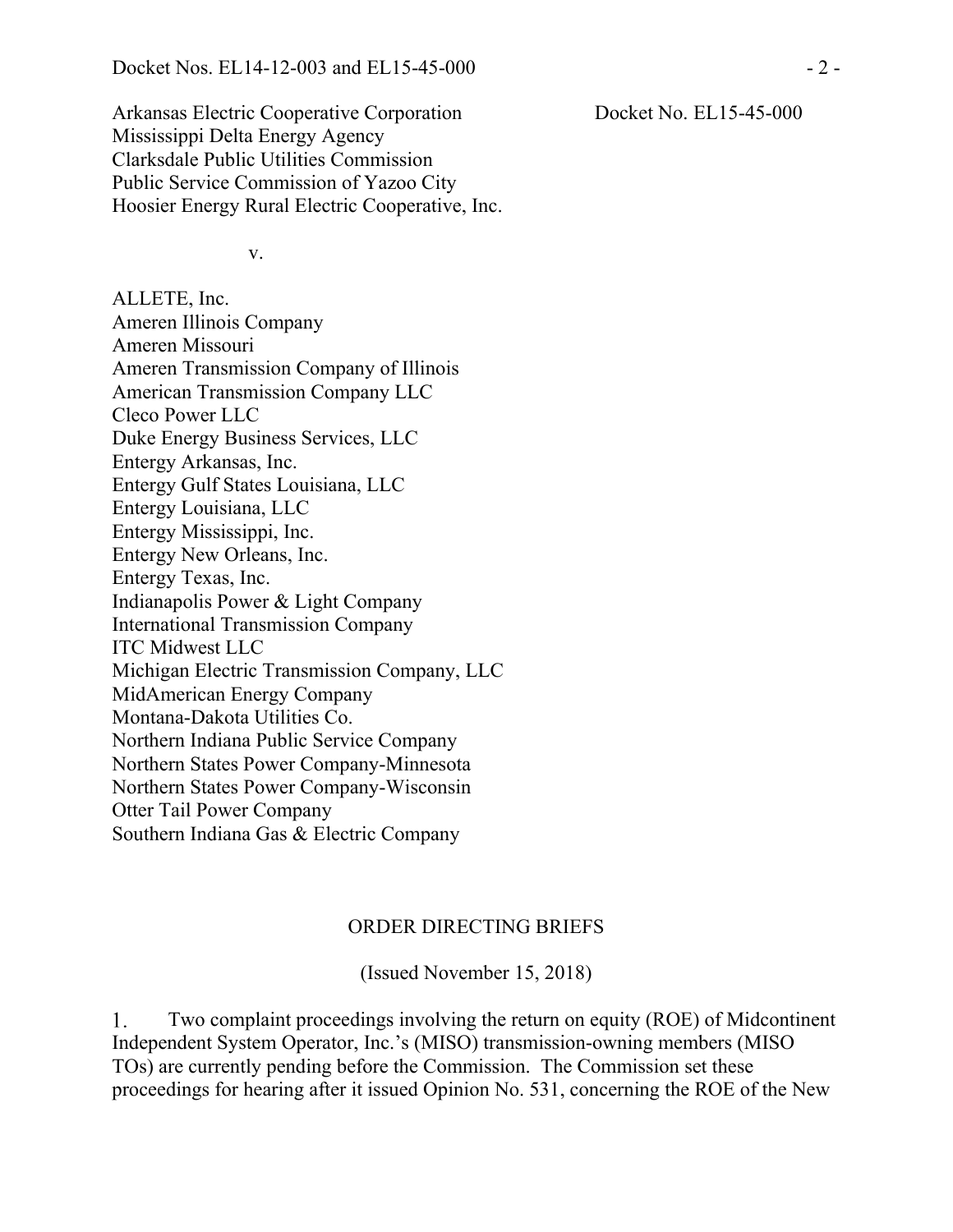Arkansas Electric Cooperative Corporation
Mississippi Delta Energy Agency
Clarksdale Public Utilities Commission
Public Service Commission of Yazoo City
Hoosier Energy Rural Electric Cooperative, Inc.

Docket No. EL15-45-000

v.

ALLETE, Inc.
Ameren Illinois Company
Ameren Missouri
Ameren Transmission Company of Illinois
American Transmission Company LLC
Cleco Power LLC
Duke Energy Business Services, LLC
Entergy Arkansas, Inc.
Entergy Gulf States Louisiana, LLC
Entergy Louisiana, LLC
Entergy Mississippi, Inc.
Entergy New Orleans, Inc.
Entergy Texas, Inc.
Indianapolis Power & Light Company
International Transmission Company
ITC Midwest LLC
Michigan Electric Transmission Company, LLC
MidAmerican Energy Company
Montana-Dakota Utilities Co.
Northern Indiana Public Service Company
Northern States Power Company-Minnesota
Northern States Power Company-Wisconsin
Otter Tail Power Company
Southern Indiana Gas & Electric Company

ORDER DIRECTING BRIEFS

(Issued November 15, 2018)

1. Two complaint proceedings involving the return on equity (ROE) of Midcontinent Independent System Operator, Inc.'s (MISO) transmission-owning members (MISO TOs) are currently pending before the Commission. The Commission set these proceedings for hearing after it issued Opinion No. 531, concerning the ROE of the New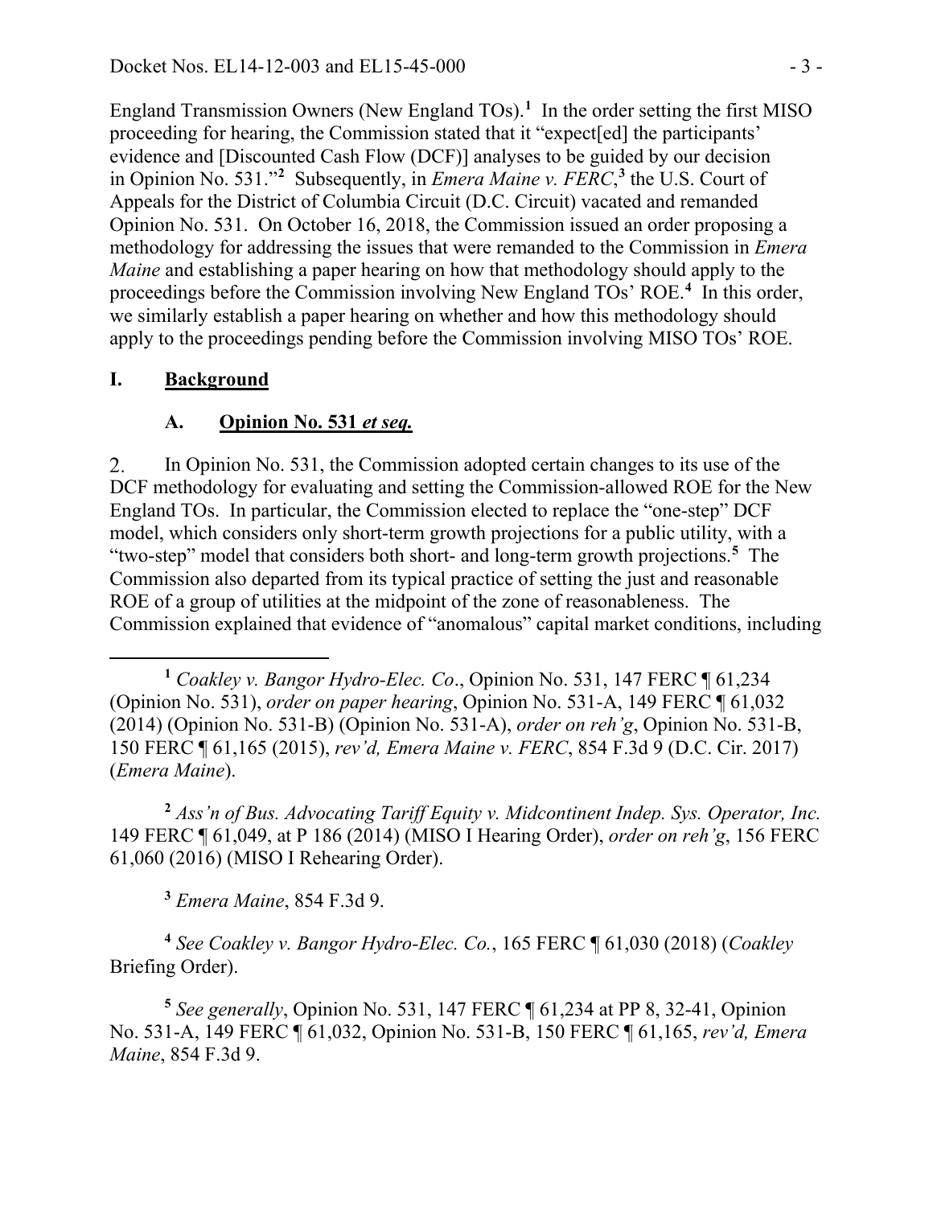England Transmission Owners (New England TOs).[1] In the order setting the first MISO proceeding for hearing, the Commission stated that it "expect[ed] the participants' evidence and [Discounted Cash Flow (DCF)] analyses to be guided by our decision in Opinion No. 531."[2] Subsequently, in *Emera Maine v. FERC*,[3] the U.S. Court of Appeals for the District of Columbia Circuit (D.C. Circuit) vacated and remanded Opinion No. 531. On October 16, 2018, the Commission issued an order proposing a methodology for addressing the issues that were remanded to the Commission in *Emera Maine* and establishing a paper hearing on how that methodology should apply to the proceedings before the Commission involving New England TOs' ROE.[4] In this order, we similarly establish a paper hearing on whether and how this methodology should apply to the proceedings pending before the Commission involving MISO TOs' ROE.

# I. Background

## A. Opinion No. 531 *et seq.*

2. In Opinion No. 531, the Commission adopted certain changes to its use of the DCF methodology for evaluating and setting the Commission-allowed ROE for the New England TOs. In particular, the Commission elected to replace the "one-step" DCF model, which considers only short-term growth projections for a public utility, with a "two-step" model that considers both short- and long-term growth projections.[5] The Commission also departed from its typical practice of setting the just and reasonable ROE of a group of utilities at the midpoint of the zone of reasonableness. The Commission explained that evidence of "anomalous" capital market conditions, including

---

[1] *Coakley v. Bangor Hydro-Elec. Co*., Opinion No. 531, 147 FERC ¶ 61,234 (Opinion No. 531), *order on paper hearing*, Opinion No. 531-A, 149 FERC ¶ 61,032 (2014) (Opinion No. 531-B) (Opinion No. 531-A), *order on reh'g*, Opinion No. 531-B, 150 FERC ¶ 61,165 (2015), *rev'd, Emera Maine v. FERC*, 854 F.3d 9 (D.C. Cir. 2017) (*Emera Maine*).

[2] *Ass'n of Bus. Advocating Tariff Equity v. Midcontinent Indep. Sys. Operator, Inc.* 149 FERC ¶ 61,049, at P 186 (2014) (MISO I Hearing Order), *order on reh'g*, 156 FERC 61,060 (2016) (MISO I Rehearing Order).

[3] *Emera Maine*, 854 F.3d 9.

[4] *See Coakley v. Bangor Hydro-Elec. Co.*, 165 FERC ¶ 61,030 (2018) (*Coakley* Briefing Order).

[5] *See generally*, Opinion No. 531, 147 FERC ¶ 61,234 at PP 8, 32-41, Opinion No. 531-A, 149 FERC ¶ 61,032, Opinion No. 531-B, 150 FERC ¶ 61,165, *rev'd, Emera Maine*, 854 F.3d 9.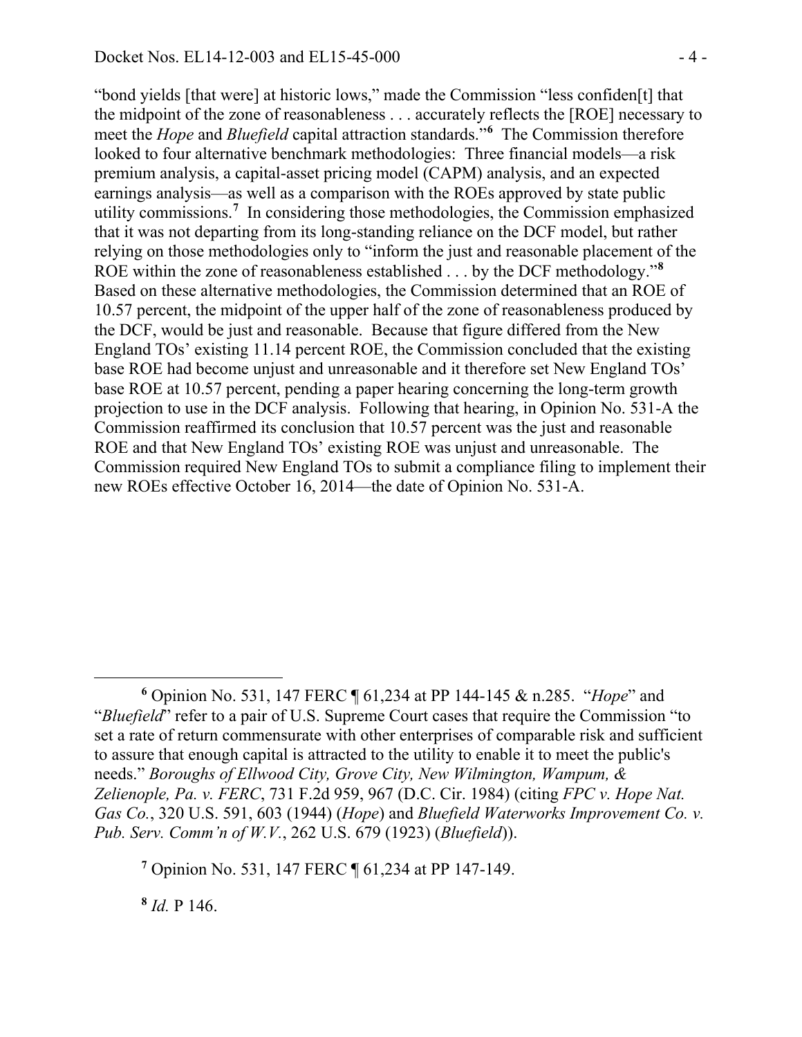"bond yields [that were] at historic lows," made the Commission "less confiden[t] that the midpoint of the zone of reasonableness . . . accurately reflects the [ROE] necessary to meet the *Hope* and *Bluefield* capital attraction standards."[6] The Commission therefore looked to four alternative benchmark methodologies: Three financial models—a risk premium analysis, a capital-asset pricing model (CAPM) analysis, and an expected earnings analysis—as well as a comparison with the ROEs approved by state public utility commissions.[7] In considering those methodologies, the Commission emphasized that it was not departing from its long-standing reliance on the DCF model, but rather relying on those methodologies only to "inform the just and reasonable placement of the ROE within the zone of reasonableness established . . . by the DCF methodology."[8] Based on these alternative methodologies, the Commission determined that an ROE of 10.57 percent, the midpoint of the upper half of the zone of reasonableness produced by the DCF, would be just and reasonable. Because that figure differed from the New England TOs' existing 11.14 percent ROE, the Commission concluded that the existing base ROE had become unjust and unreasonable and it therefore set New England TOs' base ROE at 10.57 percent, pending a paper hearing concerning the long-term growth projection to use in the DCF analysis. Following that hearing, in Opinion No. 531-A the Commission reaffirmed its conclusion that 10.57 percent was the just and reasonable ROE and that New England TOs' existing ROE was unjust and unreasonable. The Commission required New England TOs to submit a compliance filing to implement their new ROEs effective October 16, 2014—the date of Opinion No. 531-A.

---

[6] Opinion No. 531, 147 FERC ¶ 61,234 at PP 144-145 & n.285. "*Hope*" and "*Bluefield*" refer to a pair of U.S. Supreme Court cases that require the Commission "to set a rate of return commensurate with other enterprises of comparable risk and sufficient to assure that enough capital is attracted to the utility to enable it to meet the public's needs." *Boroughs of Ellwood City, Grove City, New Wilmington, Wampum, & Zelienople, Pa. v. FERC*, 731 F.2d 959, 967 (D.C. Cir. 1984) (citing *FPC v. Hope Nat. Gas Co.*, 320 U.S. 591, 603 (1944) (*Hope*) and *Bluefield Waterworks Improvement Co. v. Pub. Serv. Comm'n of W.V.*, 262 U.S. 679 (1923) (*Bluefield*)).

[7] Opinion No. 531, 147 FERC ¶ 61,234 at PP 147-149.

[8] *Id.* P 146.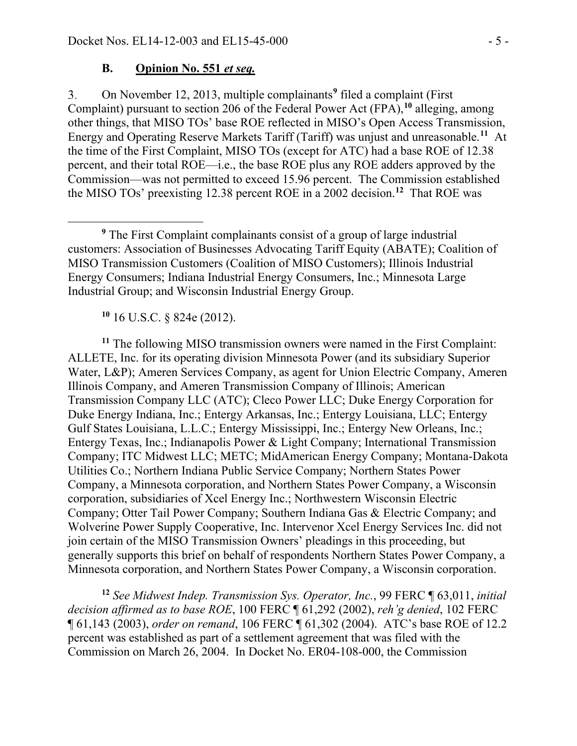### B. **Opinion No. 551 *et seq.***

3. On November 12, 2013, multiple complainants[9] filed a complaint (First Complaint) pursuant to section 206 of the Federal Power Act (FPA),[10] alleging, among other things, that MISO TOs' base ROE reflected in MISO's Open Access Transmission, Energy and Operating Reserve Markets Tariff (Tariff) was unjust and unreasonable.[11] At the time of the First Complaint, MISO TOs (except for ATC) had a base ROE of 12.38 percent, and their total ROE—i.e., the base ROE plus any ROE adders approved by the Commission—was not permitted to exceed 15.96 percent. The Commission established the MISO TOs' preexisting 12.38 percent ROE in a 2002 decision.[12] That ROE was

---

[9] The First Complaint complainants consist of a group of large industrial customers: Association of Businesses Advocating Tariff Equity (ABATE); Coalition of MISO Transmission Customers (Coalition of MISO Customers); Illinois Industrial Energy Consumers; Indiana Industrial Energy Consumers, Inc.; Minnesota Large Industrial Group; and Wisconsin Industrial Energy Group.

[10] 16 U.S.C. § 824e (2012).

[11] The following MISO transmission owners were named in the First Complaint: ALLETE, Inc. for its operating division Minnesota Power (and its subsidiary Superior Water, L&P); Ameren Services Company, as agent for Union Electric Company, Ameren Illinois Company, and Ameren Transmission Company of Illinois; American Transmission Company LLC (ATC); Cleco Power LLC; Duke Energy Corporation for Duke Energy Indiana, Inc.; Entergy Arkansas, Inc.; Entergy Louisiana, LLC; Entergy Gulf States Louisiana, L.L.C.; Entergy Mississippi, Inc.; Entergy New Orleans, Inc.; Entergy Texas, Inc.; Indianapolis Power & Light Company; International Transmission Company; ITC Midwest LLC; METC; MidAmerican Energy Company; Montana-Dakota Utilities Co.; Northern Indiana Public Service Company; Northern States Power Company, a Minnesota corporation, and Northern States Power Company, a Wisconsin corporation, subsidiaries of Xcel Energy Inc.; Northwestern Wisconsin Electric Company; Otter Tail Power Company; Southern Indiana Gas & Electric Company; and Wolverine Power Supply Cooperative, Inc. Intervenor Xcel Energy Services Inc. did not join certain of the MISO Transmission Owners' pleadings in this proceeding, but generally supports this brief on behalf of respondents Northern States Power Company, a Minnesota corporation, and Northern States Power Company, a Wisconsin corporation.

[12] *See Midwest Indep. Transmission Sys. Operator, Inc.*, 99 FERC ¶ 63,011, *initial decision affirmed as to base ROE*, 100 FERC ¶ 61,292 (2002), *reh'g denied*, 102 FERC ¶ 61,143 (2003), *order on remand*, 106 FERC ¶ 61,302 (2004). ATC's base ROE of 12.2 percent was established as part of a settlement agreement that was filed with the Commission on March 26, 2004. In Docket No. ER04-108-000, the Commission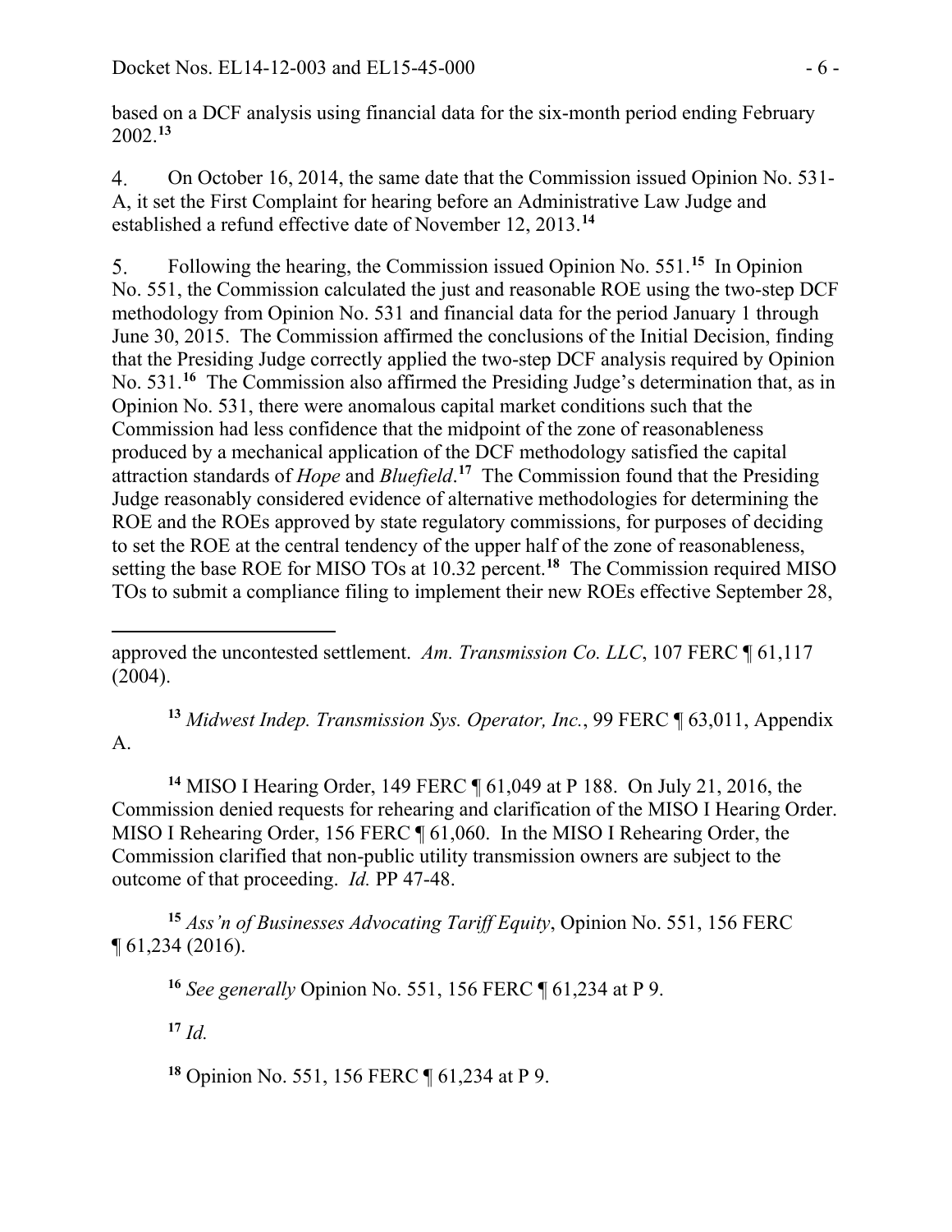based on a DCF analysis using financial data for the six-month period ending February 2002.[13]

4. On October 16, 2014, the same date that the Commission issued Opinion No. 531-A, it set the First Complaint for hearing before an Administrative Law Judge and established a refund effective date of November 12, 2013.[14]

5. Following the hearing, the Commission issued Opinion No. 551.[15] In Opinion No. 551, the Commission calculated the just and reasonable ROE using the two-step DCF methodology from Opinion No. 531 and financial data for the period January 1 through June 30, 2015. The Commission affirmed the conclusions of the Initial Decision, finding that the Presiding Judge correctly applied the two-step DCF analysis required by Opinion No. 531.[16] The Commission also affirmed the Presiding Judge's determination that, as in Opinion No. 531, there were anomalous capital market conditions such that the Commission had less confidence that the midpoint of the zone of reasonableness produced by a mechanical application of the DCF methodology satisfied the capital attraction standards of *Hope* and *Bluefield*.[17] The Commission found that the Presiding Judge reasonably considered evidence of alternative methodologies for determining the ROE and the ROEs approved by state regulatory commissions, for purposes of deciding to set the ROE at the central tendency of the upper half of the zone of reasonableness, setting the base ROE for MISO TOs at 10.32 percent.[18] The Commission required MISO TOs to submit a compliance filing to implement their new ROEs effective September 28,

---

approved the uncontested settlement. *Am. Transmission Co. LLC*, 107 FERC ¶ 61,117 (2004).

[13] *Midwest Indep. Transmission Sys. Operator, Inc.*, 99 FERC ¶ 63,011, Appendix A.

[14] MISO I Hearing Order, 149 FERC ¶ 61,049 at P 188. On July 21, 2016, the Commission denied requests for rehearing and clarification of the MISO I Hearing Order. MISO I Rehearing Order, 156 FERC ¶ 61,060. In the MISO I Rehearing Order, the Commission clarified that non-public utility transmission owners are subject to the outcome of that proceeding. *Id.* PP 47-48.

[15] *Ass'n of Businesses Advocating Tariff Equity*, Opinion No. 551, 156 FERC ¶ 61,234 (2016).

[16] *See generally* Opinion No. 551, 156 FERC ¶ 61,234 at P 9.

[17] *Id.*

[18] Opinion No. 551, 156 FERC ¶ 61,234 at P 9.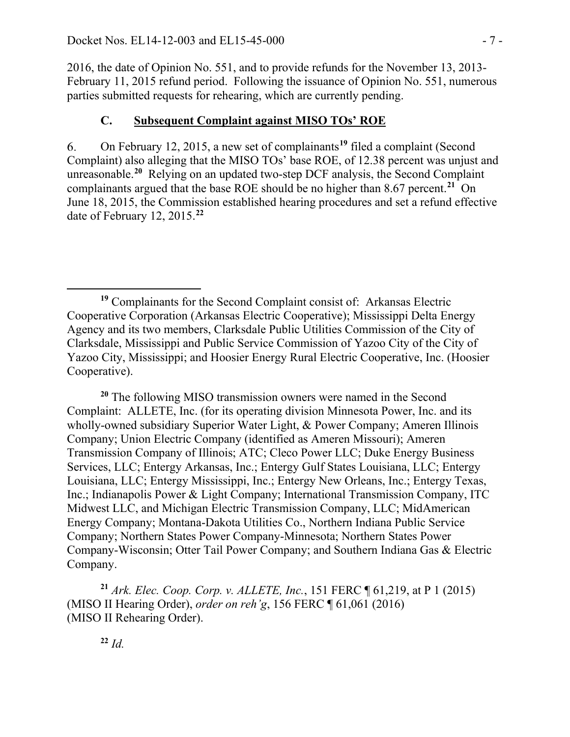2016, the date of Opinion No. 551, and to provide refunds for the November 13, 2013-February 11, 2015 refund period. Following the issuance of Opinion No. 551, numerous parties submitted requests for rehearing, which are currently pending.

### C. Subsequent Complaint against MISO TOs' ROE

6. On February 12, 2015, a new set of complainants[19] filed a complaint (Second Complaint) also alleging that the MISO TOs' base ROE, of 12.38 percent was unjust and unreasonable.[20] Relying on an updated two-step DCF analysis, the Second Complaint complainants argued that the base ROE should be no higher than 8.67 percent.[21] On June 18, 2015, the Commission established hearing procedures and set a refund effective date of February 12, 2015.[22]

---

[19] Complainants for the Second Complaint consist of: Arkansas Electric Cooperative Corporation (Arkansas Electric Cooperative); Mississippi Delta Energy Agency and its two members, Clarksdale Public Utilities Commission of the City of Clarksdale, Mississippi and Public Service Commission of Yazoo City of the City of Yazoo City, Mississippi; and Hoosier Energy Rural Electric Cooperative, Inc. (Hoosier Cooperative).

[20] The following MISO transmission owners were named in the Second Complaint: ALLETE, Inc. (for its operating division Minnesota Power, Inc. and its wholly-owned subsidiary Superior Water Light, & Power Company; Ameren Illinois Company; Union Electric Company (identified as Ameren Missouri); Ameren Transmission Company of Illinois; ATC; Cleco Power LLC; Duke Energy Business Services, LLC; Entergy Arkansas, Inc.; Entergy Gulf States Louisiana, LLC; Entergy Louisiana, LLC; Entergy Mississippi, Inc.; Entergy New Orleans, Inc.; Entergy Texas, Inc.; Indianapolis Power & Light Company; International Transmission Company, ITC Midwest LLC, and Michigan Electric Transmission Company, LLC; MidAmerican Energy Company; Montana-Dakota Utilities Co., Northern Indiana Public Service Company; Northern States Power Company-Minnesota; Northern States Power Company-Wisconsin; Otter Tail Power Company; and Southern Indiana Gas & Electric Company.

[21] *Ark. Elec. Coop. Corp. v. ALLETE, Inc.*, 151 FERC ¶ 61,219, at P 1 (2015) (MISO II Hearing Order), *order on reh'g*, 156 FERC ¶ 61,061 (2016) (MISO II Rehearing Order).

[22] *Id.*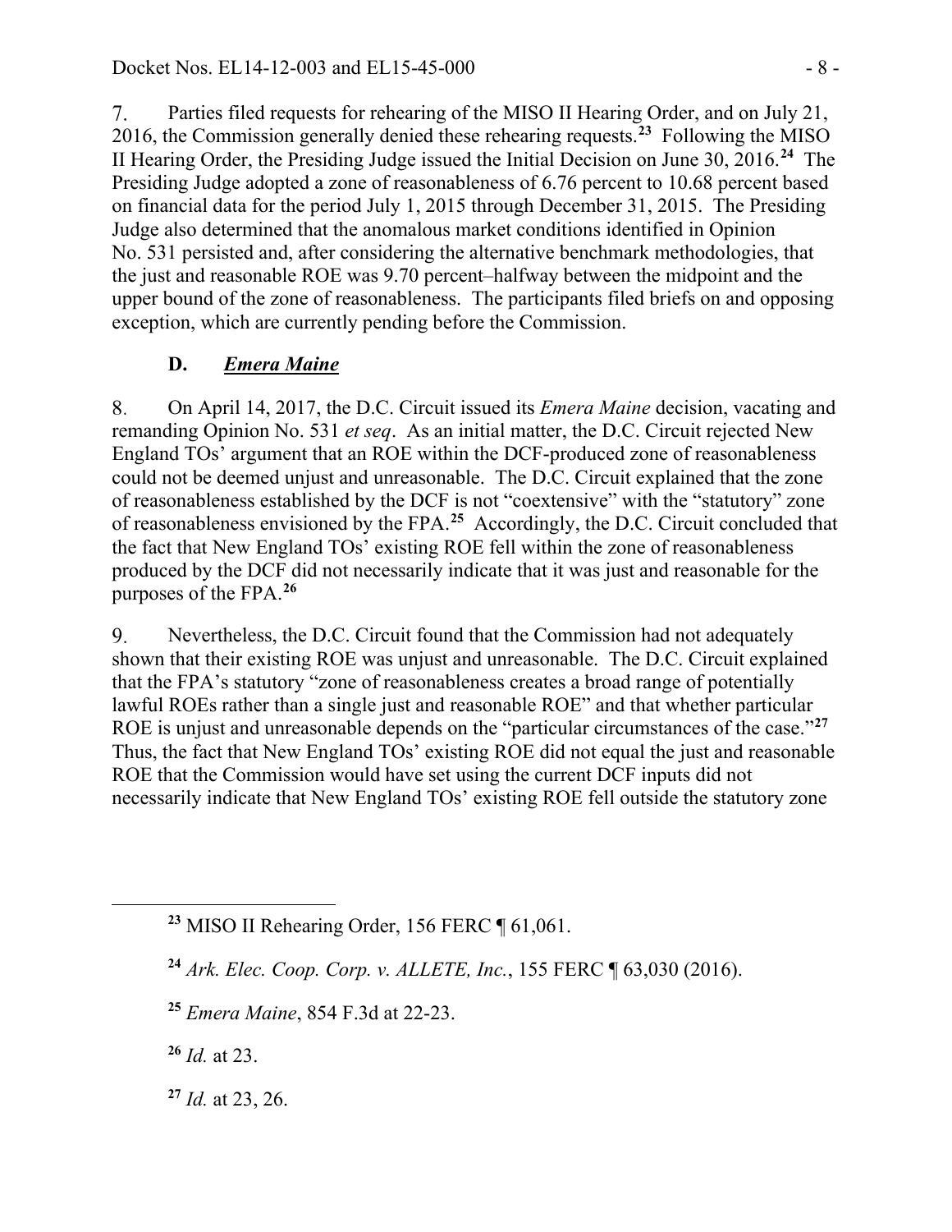7. Parties filed requests for rehearing of the MISO II Hearing Order, and on July 21, 2016, the Commission generally denied these rehearing requests.[23] Following the MISO II Hearing Order, the Presiding Judge issued the Initial Decision on June 30, 2016.[24] The Presiding Judge adopted a zone of reasonableness of 6.76 percent to 10.68 percent based on financial data for the period July 1, 2015 through December 31, 2015. The Presiding Judge also determined that the anomalous market conditions identified in Opinion No. 531 persisted and, after considering the alternative benchmark methodologies, that the just and reasonable ROE was 9.70 percent–halfway between the midpoint and the upper bound of the zone of reasonableness. The participants filed briefs on and opposing exception, which are currently pending before the Commission.

### D. *Emera Maine*

8. On April 14, 2017, the D.C. Circuit issued its *Emera Maine* decision, vacating and remanding Opinion No. 531 *et seq*. As an initial matter, the D.C. Circuit rejected New England TOs' argument that an ROE within the DCF-produced zone of reasonableness could not be deemed unjust and unreasonable. The D.C. Circuit explained that the zone of reasonableness established by the DCF is not "coextensive" with the "statutory" zone of reasonableness envisioned by the FPA.[25] Accordingly, the D.C. Circuit concluded that the fact that New England TOs' existing ROE fell within the zone of reasonableness produced by the DCF did not necessarily indicate that it was just and reasonable for the purposes of the FPA.[26]

9. Nevertheless, the D.C. Circuit found that the Commission had not adequately shown that their existing ROE was unjust and unreasonable. The D.C. Circuit explained that the FPA's statutory "zone of reasonableness creates a broad range of potentially lawful ROEs rather than a single just and reasonable ROE" and that whether particular ROE is unjust and unreasonable depends on the "particular circumstances of the case."[27] Thus, the fact that New England TOs' existing ROE did not equal the just and reasonable ROE that the Commission would have set using the current DCF inputs did not necessarily indicate that New England TOs' existing ROE fell outside the statutory zone

---

[23] MISO II Rehearing Order, 156 FERC ¶ 61,061.

[24] *Ark. Elec. Coop. Corp. v. ALLETE, Inc.*, 155 FERC ¶ 63,030 (2016).

[25] *Emera Maine*, 854 F.3d at 22-23.

[26] *Id.* at 23.

[27] *Id.* at 23, 26.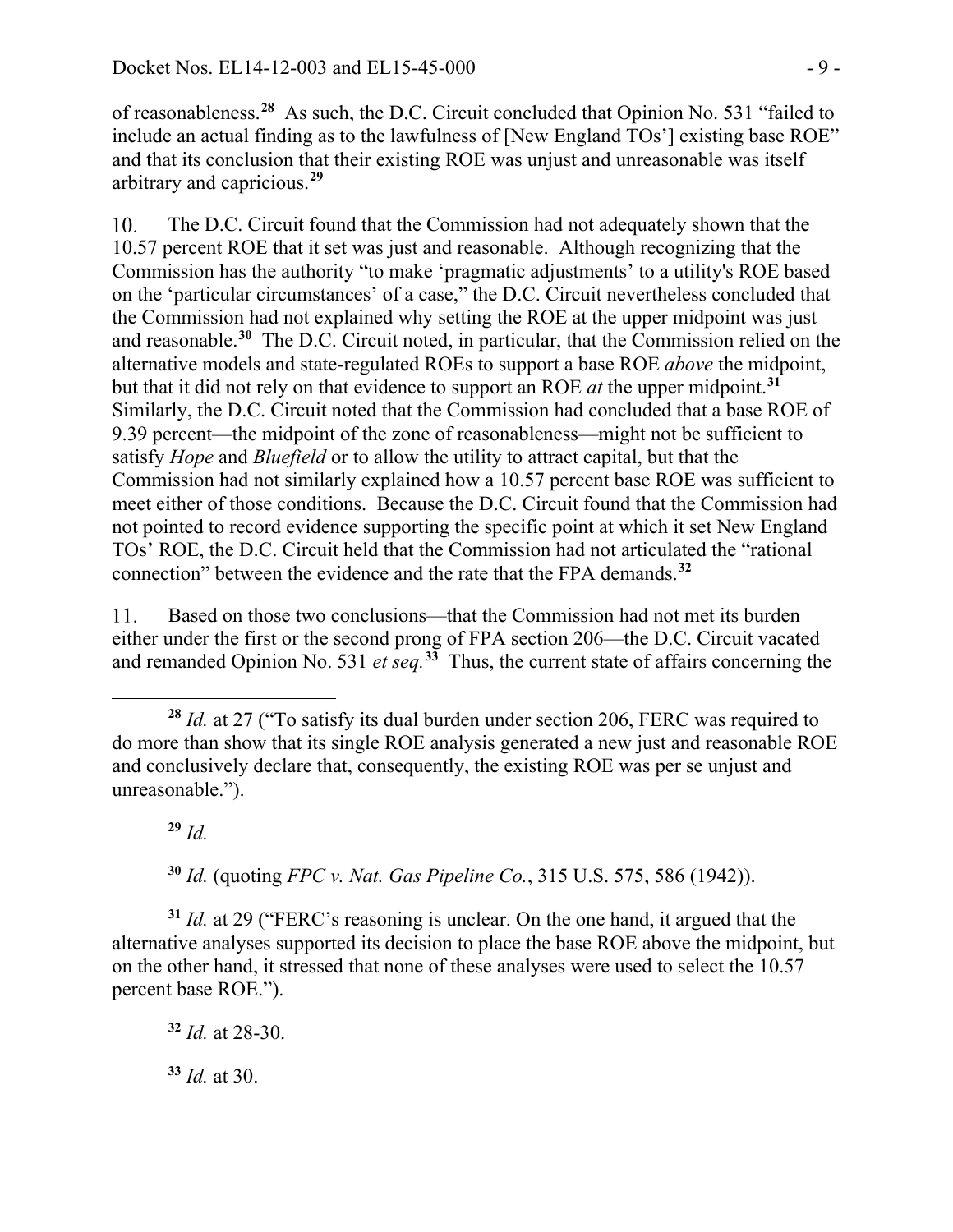of reasonableness.[28] As such, the D.C. Circuit concluded that Opinion No. 531 "failed to include an actual finding as to the lawfulness of [New England TOs'] existing base ROE" and that its conclusion that their existing ROE was unjust and unreasonable was itself arbitrary and capricious.[29]

10. The D.C. Circuit found that the Commission had not adequately shown that the 10.57 percent ROE that it set was just and reasonable. Although recognizing that the Commission has the authority "to make 'pragmatic adjustments' to a utility's ROE based on the 'particular circumstances' of a case," the D.C. Circuit nevertheless concluded that the Commission had not explained why setting the ROE at the upper midpoint was just and reasonable.[30] The D.C. Circuit noted, in particular, that the Commission relied on the alternative models and state-regulated ROEs to support a base ROE *above* the midpoint, but that it did not rely on that evidence to support an ROE *at* the upper midpoint.[31] Similarly, the D.C. Circuit noted that the Commission had concluded that a base ROE of 9.39 percent—the midpoint of the zone of reasonableness—might not be sufficient to satisfy *Hope* and *Bluefield* or to allow the utility to attract capital, but that the Commission had not similarly explained how a 10.57 percent base ROE was sufficient to meet either of those conditions. Because the D.C. Circuit found that the Commission had not pointed to record evidence supporting the specific point at which it set New England TOs' ROE, the D.C. Circuit held that the Commission had not articulated the "rational connection" between the evidence and the rate that the FPA demands.[32]

11. Based on those two conclusions—that the Commission had not met its burden either under the first or the second prong of FPA section 206—the D.C. Circuit vacated and remanded Opinion No. 531 *et seq.*[33] Thus, the current state of affairs concerning the

---

[28] *Id.* at 27 ("To satisfy its dual burden under section 206, FERC was required to do more than show that its single ROE analysis generated a new just and reasonable ROE and conclusively declare that, consequently, the existing ROE was per se unjust and unreasonable.").

[29] *Id.*

[30] *Id.* (quoting *FPC v. Nat. Gas Pipeline Co.*, 315 U.S. 575, 586 (1942)).

[31] *Id.* at 29 ("FERC's reasoning is unclear. On the one hand, it argued that the alternative analyses supported its decision to place the base ROE above the midpoint, but on the other hand, it stressed that none of these analyses were used to select the 10.57 percent base ROE.").

[32] *Id.* at 28-30.

[33] *Id.* at 30.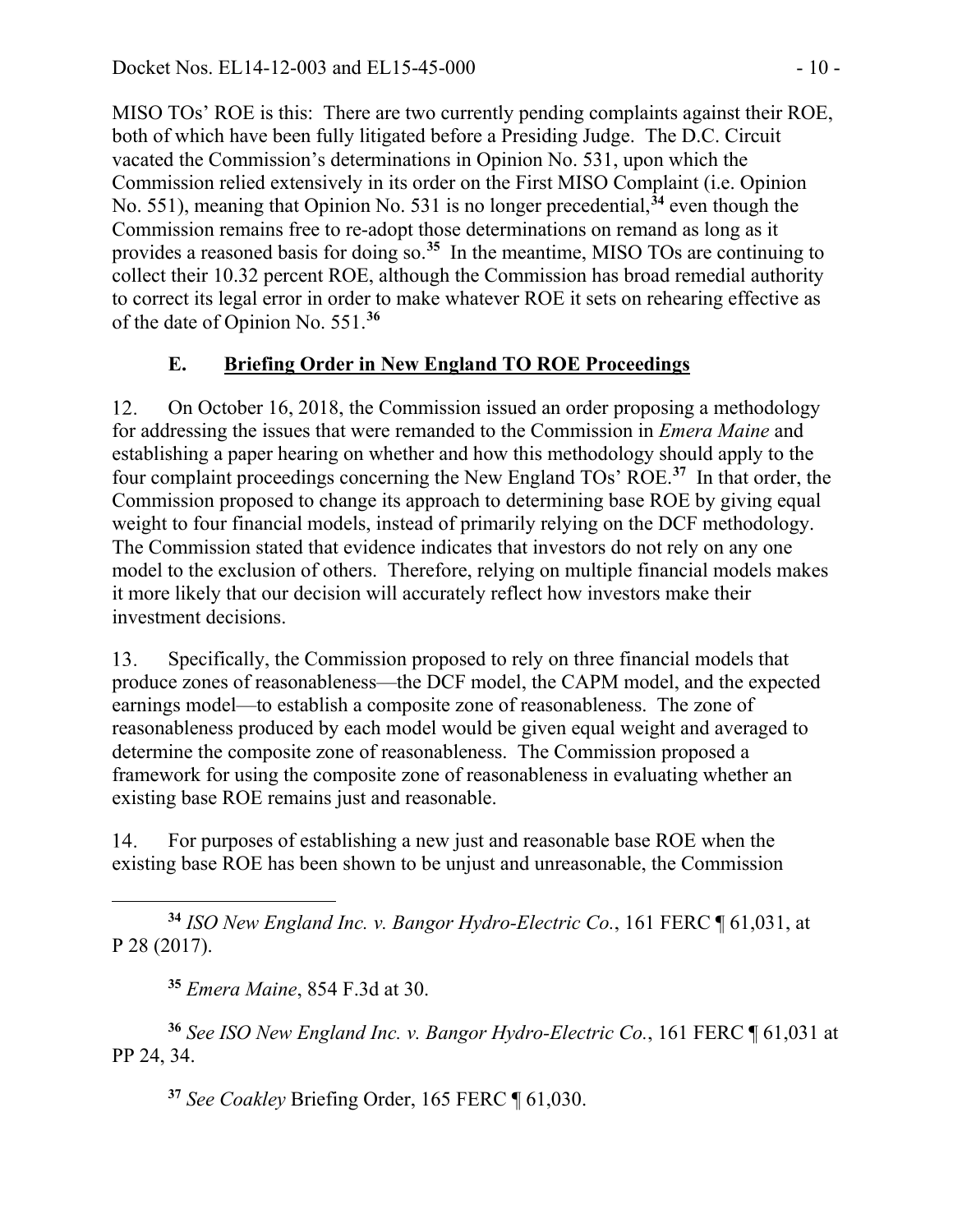MISO TOs' ROE is this: There are two currently pending complaints against their ROE, both of which have been fully litigated before a Presiding Judge. The D.C. Circuit vacated the Commission's determinations in Opinion No. 531, upon which the Commission relied extensively in its order on the First MISO Complaint (i.e. Opinion No. 551), meaning that Opinion No. 531 is no longer precedential,[34] even though the Commission remains free to re-adopt those determinations on remand as long as it provides a reasoned basis for doing so.[35] In the meantime, MISO TOs are continuing to collect their 10.32 percent ROE, although the Commission has broad remedial authority to correct its legal error in order to make whatever ROE it sets on rehearing effective as of the date of Opinion No. 551.[36]

## E. Briefing Order in New England TO ROE Proceedings

12. On October 16, 2018, the Commission issued an order proposing a methodology for addressing the issues that were remanded to the Commission in *Emera Maine* and establishing a paper hearing on whether and how this methodology should apply to the four complaint proceedings concerning the New England TOs' ROE.[37] In that order, the Commission proposed to change its approach to determining base ROE by giving equal weight to four financial models, instead of primarily relying on the DCF methodology. The Commission stated that evidence indicates that investors do not rely on any one model to the exclusion of others. Therefore, relying on multiple financial models makes it more likely that our decision will accurately reflect how investors make their investment decisions.

13. Specifically, the Commission proposed to rely on three financial models that produce zones of reasonableness—the DCF model, the CAPM model, and the expected earnings model—to establish a composite zone of reasonableness. The zone of reasonableness produced by each model would be given equal weight and averaged to determine the composite zone of reasonableness. The Commission proposed a framework for using the composite zone of reasonableness in evaluating whether an existing base ROE remains just and reasonable.

14. For purposes of establishing a new just and reasonable base ROE when the existing base ROE has been shown to be unjust and unreasonable, the Commission

---

[34] *ISO New England Inc. v. Bangor Hydro-Electric Co.*, 161 FERC ¶ 61,031, at P 28 (2017).

[35] *Emera Maine*, 854 F.3d at 30.

[36] *See ISO New England Inc. v. Bangor Hydro-Electric Co.*, 161 FERC ¶ 61,031 at PP 24, 34.

[37] *See Coakley* Briefing Order, 165 FERC ¶ 61,030.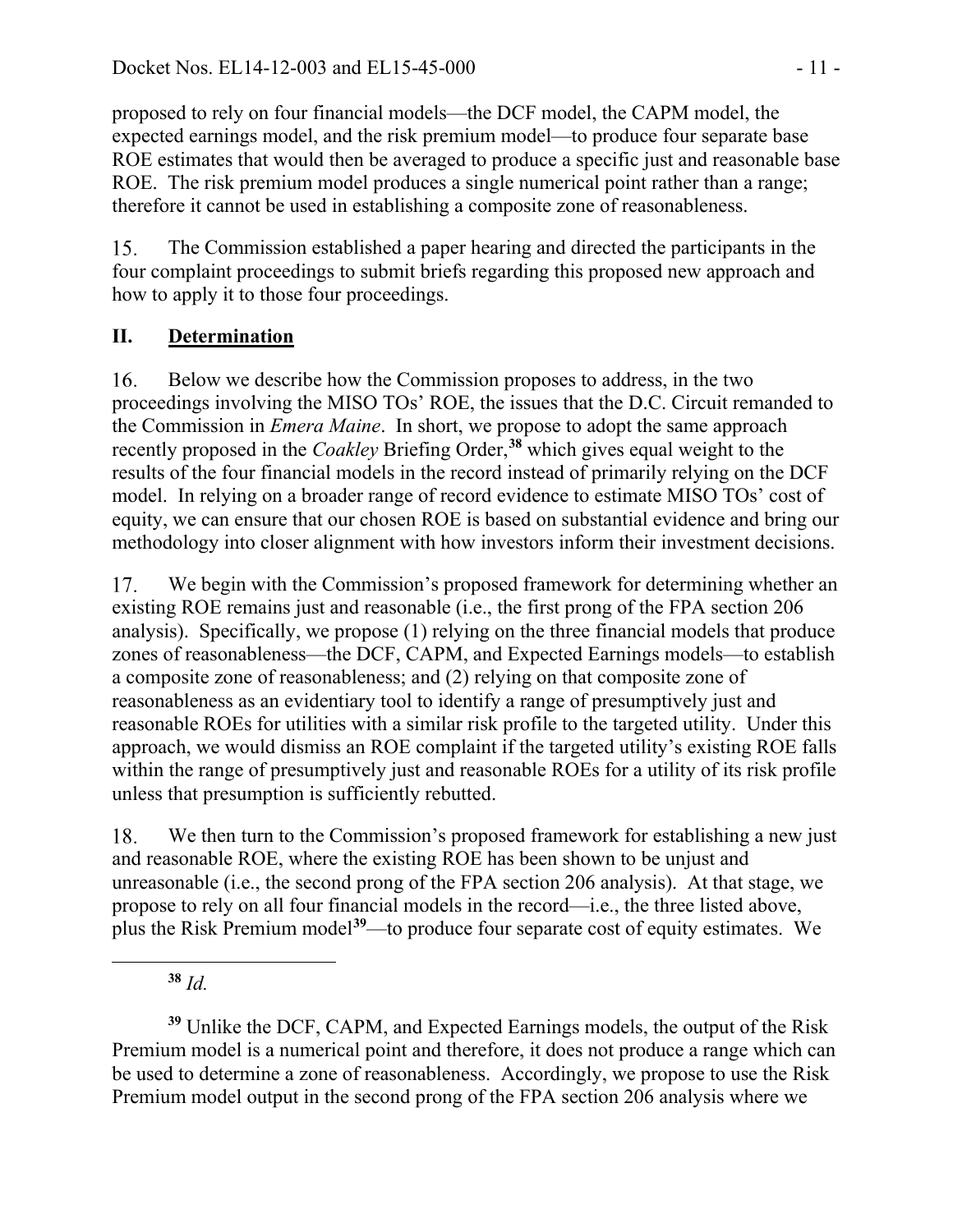proposed to rely on four financial models—the DCF model, the CAPM model, the expected earnings model, and the risk premium model—to produce four separate base ROE estimates that would then be averaged to produce a specific just and reasonable base ROE. The risk premium model produces a single numerical point rather than a range; therefore it cannot be used in establishing a composite zone of reasonableness.

15. The Commission established a paper hearing and directed the participants in the four complaint proceedings to submit briefs regarding this proposed new approach and how to apply it to those four proceedings.

## II. Determination

16. Below we describe how the Commission proposes to address, in the two proceedings involving the MISO TOs' ROE, the issues that the D.C. Circuit remanded to the Commission in *Emera Maine*. In short, we propose to adopt the same approach recently proposed in the *Coakley* Briefing Order,[38] which gives equal weight to the results of the four financial models in the record instead of primarily relying on the DCF model. In relying on a broader range of record evidence to estimate MISO TOs' cost of equity, we can ensure that our chosen ROE is based on substantial evidence and bring our methodology into closer alignment with how investors inform their investment decisions.

17. We begin with the Commission's proposed framework for determining whether an existing ROE remains just and reasonable (i.e., the first prong of the FPA section 206 analysis). Specifically, we propose (1) relying on the three financial models that produce zones of reasonableness—the DCF, CAPM, and Expected Earnings models—to establish a composite zone of reasonableness; and (2) relying on that composite zone of reasonableness as an evidentiary tool to identify a range of presumptively just and reasonable ROEs for utilities with a similar risk profile to the targeted utility. Under this approach, we would dismiss an ROE complaint if the targeted utility's existing ROE falls within the range of presumptively just and reasonable ROEs for a utility of its risk profile unless that presumption is sufficiently rebutted.

18. We then turn to the Commission's proposed framework for establishing a new just and reasonable ROE, where the existing ROE has been shown to be unjust and unreasonable (i.e., the second prong of the FPA section 206 analysis). At that stage, we propose to rely on all four financial models in the record—i.e., the three listed above, plus the Risk Premium model[39]—to produce four separate cost of equity estimates. We

[38] *Id.*

[39] Unlike the DCF, CAPM, and Expected Earnings models, the output of the Risk Premium model is a numerical point and therefore, it does not produce a range which can be used to determine a zone of reasonableness. Accordingly, we propose to use the Risk Premium model output in the second prong of the FPA section 206 analysis where we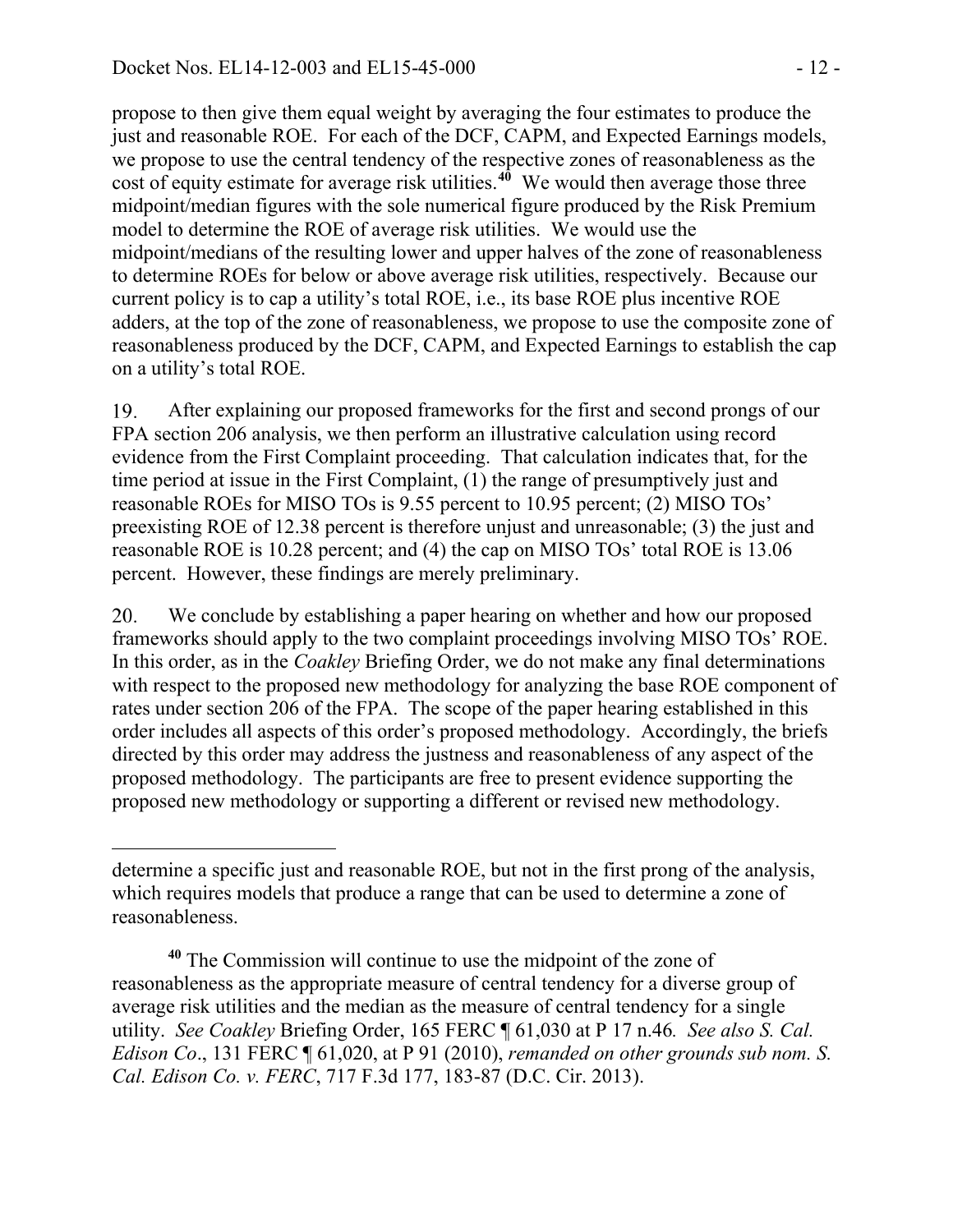propose to then give them equal weight by averaging the four estimates to produce the just and reasonable ROE. For each of the DCF, CAPM, and Expected Earnings models, we propose to use the central tendency of the respective zones of reasonableness as the cost of equity estimate for average risk utilities.[40] We would then average those three midpoint/median figures with the sole numerical figure produced by the Risk Premium model to determine the ROE of average risk utilities. We would use the midpoint/medians of the resulting lower and upper halves of the zone of reasonableness to determine ROEs for below or above average risk utilities, respectively. Because our current policy is to cap a utility's total ROE, i.e., its base ROE plus incentive ROE adders, at the top of the zone of reasonableness, we propose to use the composite zone of reasonableness produced by the DCF, CAPM, and Expected Earnings to establish the cap on a utility's total ROE.

19. After explaining our proposed frameworks for the first and second prongs of our FPA section 206 analysis, we then perform an illustrative calculation using record evidence from the First Complaint proceeding. That calculation indicates that, for the time period at issue in the First Complaint, (1) the range of presumptively just and reasonable ROEs for MISO TOs is 9.55 percent to 10.95 percent; (2) MISO TOs' preexisting ROE of 12.38 percent is therefore unjust and unreasonable; (3) the just and reasonable ROE is 10.28 percent; and (4) the cap on MISO TOs' total ROE is 13.06 percent. However, these findings are merely preliminary.

20. We conclude by establishing a paper hearing on whether and how our proposed frameworks should apply to the two complaint proceedings involving MISO TOs' ROE. In this order, as in the *Coakley* Briefing Order, we do not make any final determinations with respect to the proposed new methodology for analyzing the base ROE component of rates under section 206 of the FPA. The scope of the paper hearing established in this order includes all aspects of this order's proposed methodology. Accordingly, the briefs directed by this order may address the justness and reasonableness of any aspect of the proposed methodology. The participants are free to present evidence supporting the proposed new methodology or supporting a different or revised new methodology.

---

determine a specific just and reasonable ROE, but not in the first prong of the analysis, which requires models that produce a range that can be used to determine a zone of reasonableness.

[40] The Commission will continue to use the midpoint of the zone of reasonableness as the appropriate measure of central tendency for a diverse group of average risk utilities and the median as the measure of central tendency for a single utility. *See Coakley* Briefing Order, 165 FERC ¶ 61,030 at P 17 n.46*. See also S. Cal. Edison Co*., 131 FERC ¶ 61,020, at P 91 (2010), *remanded on other grounds sub nom. S. Cal. Edison Co. v. FERC*, 717 F.3d 177, 183-87 (D.C. Cir. 2013).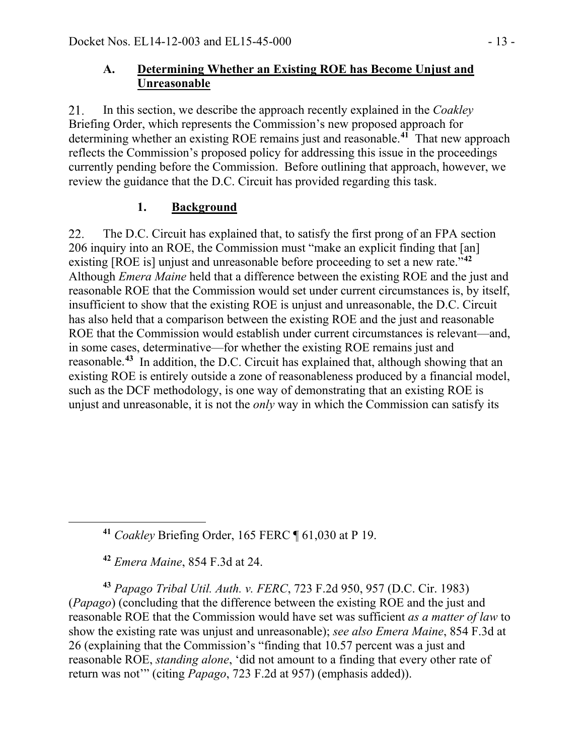## A. Determining Whether an Existing ROE has Become Unjust and Unreasonable

21. In this section, we describe the approach recently explained in the *Coakley* Briefing Order, which represents the Commission's new proposed approach for determining whether an existing ROE remains just and reasonable.[41] That new approach reflects the Commission's proposed policy for addressing this issue in the proceedings currently pending before the Commission. Before outlining that approach, however, we review the guidance that the D.C. Circuit has provided regarding this task.

### 1. Background

22. The D.C. Circuit has explained that, to satisfy the first prong of an FPA section 206 inquiry into an ROE, the Commission must "make an explicit finding that [an] existing [ROE is] unjust and unreasonable before proceeding to set a new rate."[42] Although *Emera Maine* held that a difference between the existing ROE and the just and reasonable ROE that the Commission would set under current circumstances is, by itself, insufficient to show that the existing ROE is unjust and unreasonable, the D.C. Circuit has also held that a comparison between the existing ROE and the just and reasonable ROE that the Commission would establish under current circumstances is relevant—and, in some cases, determinative—for whether the existing ROE remains just and reasonable.[43] In addition, the D.C. Circuit has explained that, although showing that an existing ROE is entirely outside a zone of reasonableness produced by a financial model, such as the DCF methodology, is one way of demonstrating that an existing ROE is unjust and unreasonable, it is not the *only* way in which the Commission can satisfy its

---

[41] *Coakley* Briefing Order, 165 FERC ¶ 61,030 at P 19.

[42] *Emera Maine*, 854 F.3d at 24.

[43] *Papago Tribal Util. Auth. v. FERC*, 723 F.2d 950, 957 (D.C. Cir. 1983) (*Papago*) (concluding that the difference between the existing ROE and the just and reasonable ROE that the Commission would have set was sufficient *as a matter of law* to show the existing rate was unjust and unreasonable); *see also Emera Maine*, 854 F.3d at 26 (explaining that the Commission's "finding that 10.57 percent was a just and reasonable ROE, *standing alone*, 'did not amount to a finding that every other rate of return was not'" (citing *Papago*, 723 F.2d at 957) (emphasis added)).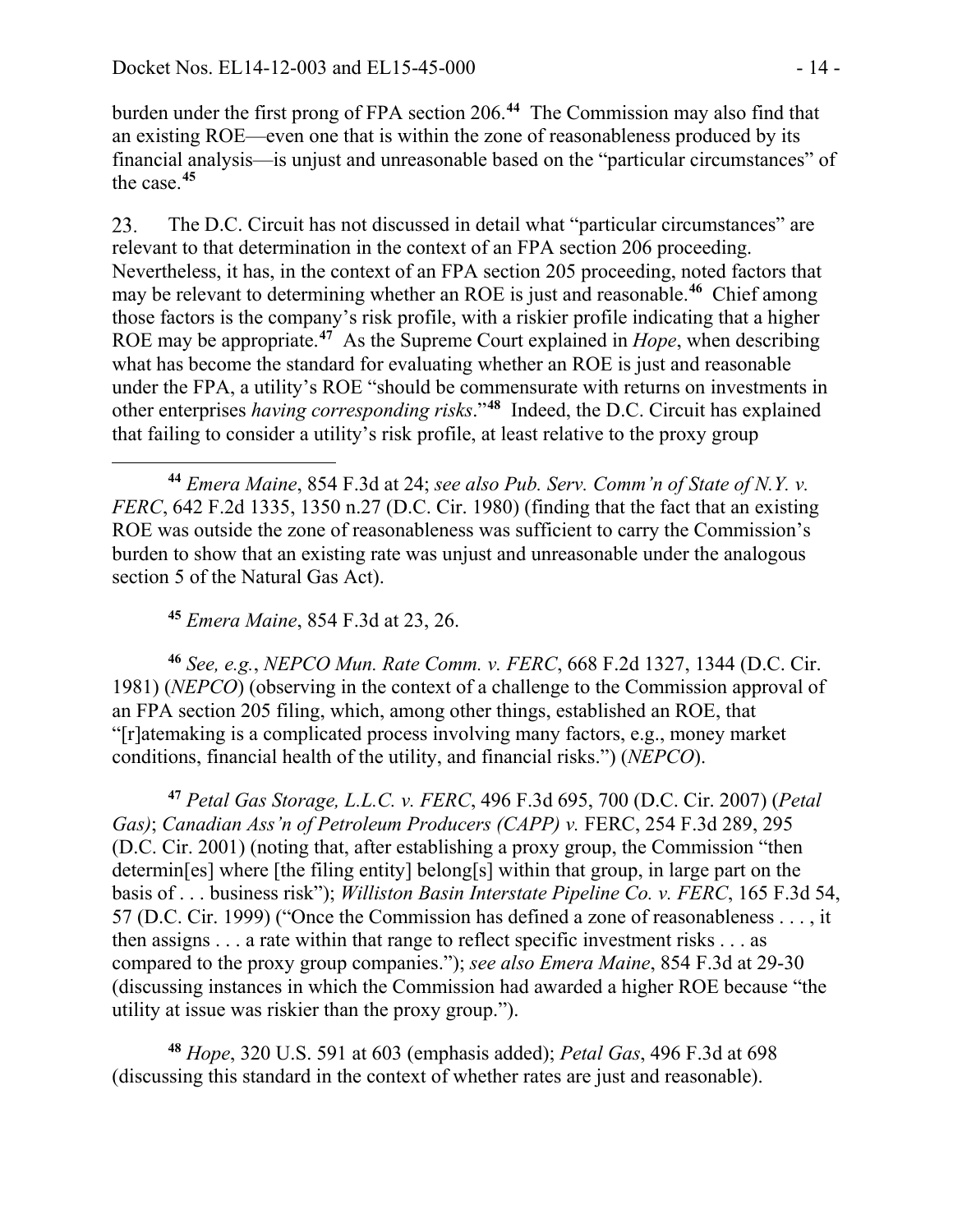burden under the first prong of FPA section 206.[44] The Commission may also find that an existing ROE—even one that is within the zone of reasonableness produced by its financial analysis—is unjust and unreasonable based on the "particular circumstances" of the case.[45]

23. The D.C. Circuit has not discussed in detail what "particular circumstances" are relevant to that determination in the context of an FPA section 206 proceeding. Nevertheless, it has, in the context of an FPA section 205 proceeding, noted factors that may be relevant to determining whether an ROE is just and reasonable.[46] Chief among those factors is the company's risk profile, with a riskier profile indicating that a higher ROE may be appropriate.[47] As the Supreme Court explained in *Hope*, when describing what has become the standard for evaluating whether an ROE is just and reasonable under the FPA, a utility's ROE "should be commensurate with returns on investments in other enterprises *having corresponding risks*."[48] Indeed, the D.C. Circuit has explained that failing to consider a utility's risk profile, at least relative to the proxy group

---

[44] *Emera Maine*, 854 F.3d at 24; *see also Pub. Serv. Comm'n of State of N.Y. v. FERC*, 642 F.2d 1335, 1350 n.27 (D.C. Cir. 1980) (finding that the fact that an existing ROE was outside the zone of reasonableness was sufficient to carry the Commission's burden to show that an existing rate was unjust and unreasonable under the analogous section 5 of the Natural Gas Act).

[45] *Emera Maine*, 854 F.3d at 23, 26.

[46] *See, e.g.*, *NEPCO Mun. Rate Comm. v. FERC*, 668 F.2d 1327, 1344 (D.C. Cir. 1981) (*NEPCO*) (observing in the context of a challenge to the Commission approval of an FPA section 205 filing, which, among other things, established an ROE, that "[r]atemaking is a complicated process involving many factors, e.g., money market conditions, financial health of the utility, and financial risks.") (*NEPCO*).

[47] *Petal Gas Storage, L.L.C. v. FERC*, 496 F.3d 695, 700 (D.C. Cir. 2007) (*Petal Gas)*; *Canadian Ass'n of Petroleum Producers (CAPP) v.* FERC, 254 F.3d 289, 295 (D.C. Cir. 2001) (noting that, after establishing a proxy group, the Commission "then determin[es] where [the filing entity] belong[s] within that group, in large part on the basis of . . . business risk"); *Williston Basin Interstate Pipeline Co. v. FERC*, 165 F.3d 54, 57 (D.C. Cir. 1999) ("Once the Commission has defined a zone of reasonableness . . . , it then assigns . . . a rate within that range to reflect specific investment risks . . . as compared to the proxy group companies."); *see also Emera Maine*, 854 F.3d at 29-30 (discussing instances in which the Commission had awarded a higher ROE because "the utility at issue was riskier than the proxy group.").

[48] *Hope*, 320 U.S. 591 at 603 (emphasis added); *Petal Gas*, 496 F.3d at 698 (discussing this standard in the context of whether rates are just and reasonable).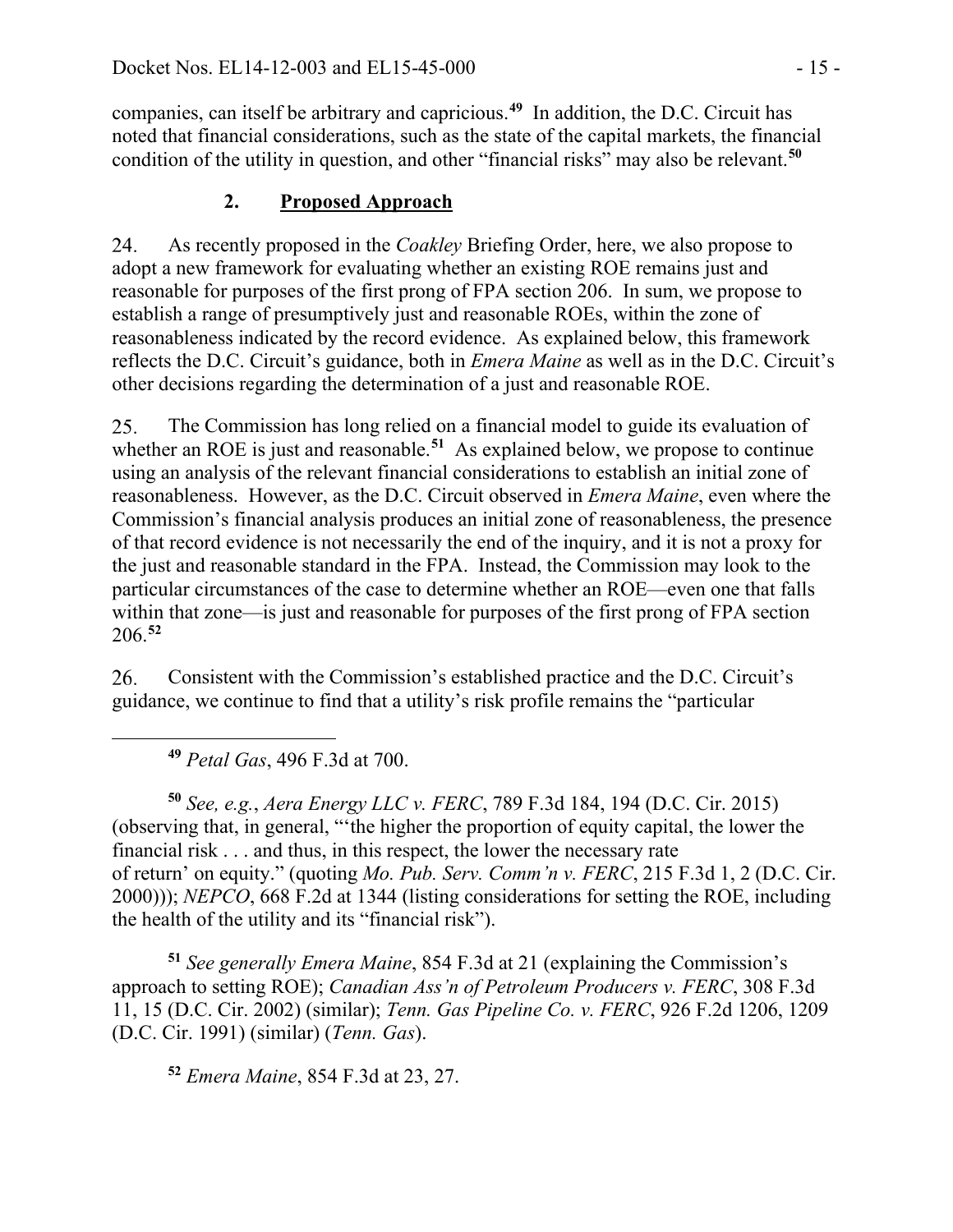companies, can itself be arbitrary and capricious.[49] In addition, the D.C. Circuit has noted that financial considerations, such as the state of the capital markets, the financial condition of the utility in question, and other "financial risks" may also be relevant.[50]

### 2. Proposed Approach

24. As recently proposed in the *Coakley* Briefing Order, here, we also propose to adopt a new framework for evaluating whether an existing ROE remains just and reasonable for purposes of the first prong of FPA section 206. In sum, we propose to establish a range of presumptively just and reasonable ROEs, within the zone of reasonableness indicated by the record evidence. As explained below, this framework reflects the D.C. Circuit's guidance, both in *Emera Maine* as well as in the D.C. Circuit's other decisions regarding the determination of a just and reasonable ROE.

25. The Commission has long relied on a financial model to guide its evaluation of whether an ROE is just and reasonable.[51] As explained below, we propose to continue using an analysis of the relevant financial considerations to establish an initial zone of reasonableness. However, as the D.C. Circuit observed in *Emera Maine*, even where the Commission's financial analysis produces an initial zone of reasonableness, the presence of that record evidence is not necessarily the end of the inquiry, and it is not a proxy for the just and reasonable standard in the FPA. Instead, the Commission may look to the particular circumstances of the case to determine whether an ROE—even one that falls within that zone—is just and reasonable for purposes of the first prong of FPA section 206.[52]

26. Consistent with the Commission's established practice and the D.C. Circuit's guidance, we continue to find that a utility's risk profile remains the "particular

---

[49] *Petal Gas*, 496 F.3d at 700.

[50] *See, e.g.*, *Aera Energy LLC v. FERC*, 789 F.3d 184, 194 (D.C. Cir. 2015) (observing that, in general, "'the higher the proportion of equity capital, the lower the financial risk . . . and thus, in this respect, the lower the necessary rate of return' on equity." (quoting *Mo. Pub. Serv. Comm'n v. FERC*, 215 F.3d 1, 2 (D.C. Cir. 2000))); *NEPCO*, 668 F.2d at 1344 (listing considerations for setting the ROE, including the health of the utility and its "financial risk").

[51] *See generally Emera Maine*, 854 F.3d at 21 (explaining the Commission's approach to setting ROE); *Canadian Ass'n of Petroleum Producers v. FERC*, 308 F.3d 11, 15 (D.C. Cir. 2002) (similar); *Tenn. Gas Pipeline Co. v. FERC*, 926 F.2d 1206, 1209 (D.C. Cir. 1991) (similar) (*Tenn. Gas*).

[52] *Emera Maine*, 854 F.3d at 23, 27.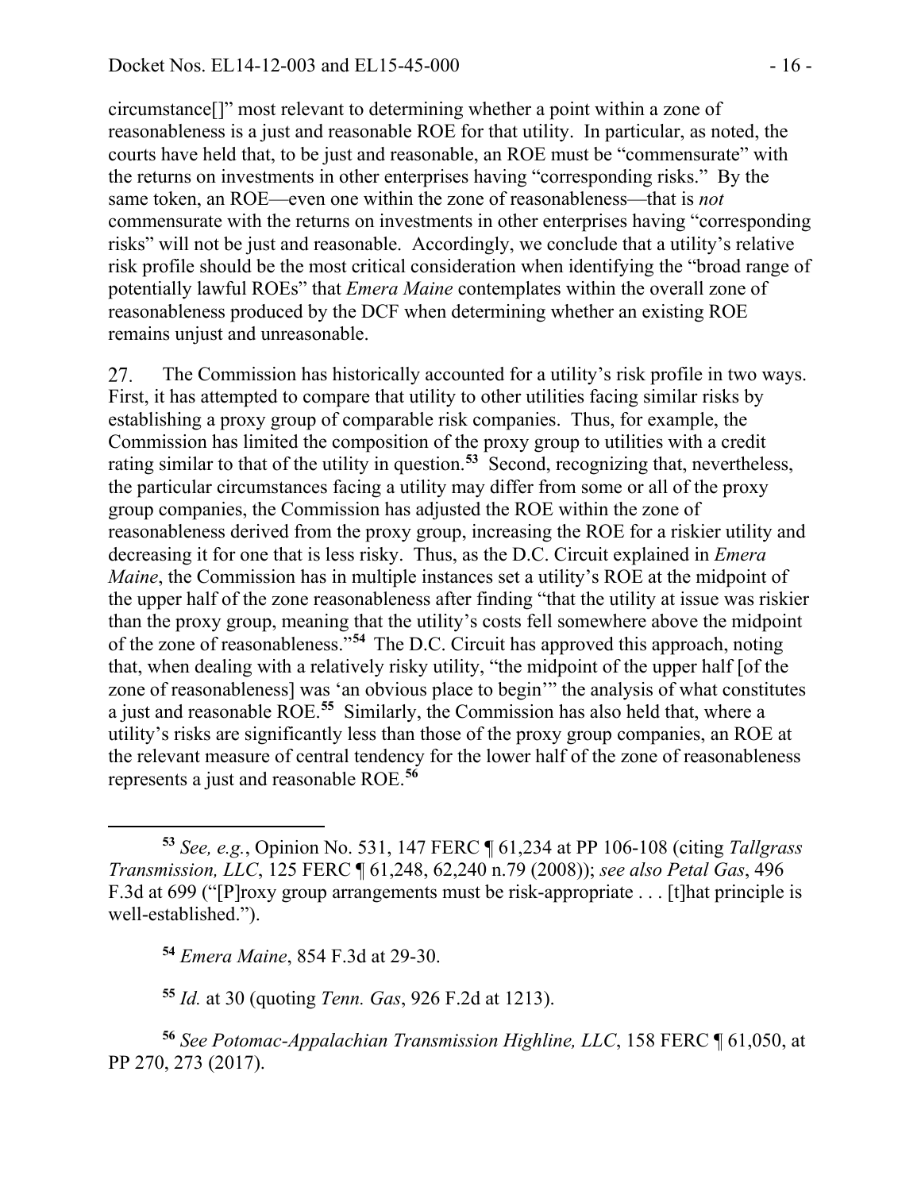circumstance[]" most relevant to determining whether a point within a zone of reasonableness is a just and reasonable ROE for that utility. In particular, as noted, the courts have held that, to be just and reasonable, an ROE must be "commensurate" with the returns on investments in other enterprises having "corresponding risks." By the same token, an ROE—even one within the zone of reasonableness—that is *not* commensurate with the returns on investments in other enterprises having "corresponding risks" will not be just and reasonable. Accordingly, we conclude that a utility's relative risk profile should be the most critical consideration when identifying the "broad range of potentially lawful ROEs" that *Emera Maine* contemplates within the overall zone of reasonableness produced by the DCF when determining whether an existing ROE remains unjust and unreasonable.

27. The Commission has historically accounted for a utility's risk profile in two ways. First, it has attempted to compare that utility to other utilities facing similar risks by establishing a proxy group of comparable risk companies. Thus, for example, the Commission has limited the composition of the proxy group to utilities with a credit rating similar to that of the utility in question.[53] Second, recognizing that, nevertheless, the particular circumstances facing a utility may differ from some or all of the proxy group companies, the Commission has adjusted the ROE within the zone of reasonableness derived from the proxy group, increasing the ROE for a riskier utility and decreasing it for one that is less risky. Thus, as the D.C. Circuit explained in *Emera Maine*, the Commission has in multiple instances set a utility's ROE at the midpoint of the upper half of the zone reasonableness after finding "that the utility at issue was riskier than the proxy group, meaning that the utility's costs fell somewhere above the midpoint of the zone of reasonableness."[54] The D.C. Circuit has approved this approach, noting that, when dealing with a relatively risky utility, "the midpoint of the upper half [of the zone of reasonableness] was 'an obvious place to begin'" the analysis of what constitutes a just and reasonable ROE.[55] Similarly, the Commission has also held that, where a utility's risks are significantly less than those of the proxy group companies, an ROE at the relevant measure of central tendency for the lower half of the zone of reasonableness represents a just and reasonable ROE.[56]

---

[53] *See, e.g.*, Opinion No. 531, 147 FERC ¶ 61,234 at PP 106-108 (citing *Tallgrass Transmission, LLC*, 125 FERC ¶ 61,248, 62,240 n.79 (2008)); *see also Petal Gas*, 496 F.3d at 699 ("[P]roxy group arrangements must be risk-appropriate . . . [t]hat principle is well-established.").

[54] *Emera Maine*, 854 F.3d at 29-30.

[55] *Id.* at 30 (quoting *Tenn. Gas*, 926 F.2d at 1213).

[56] *See Potomac-Appalachian Transmission Highline, LLC*, 158 FERC ¶ 61,050, at PP 270, 273 (2017).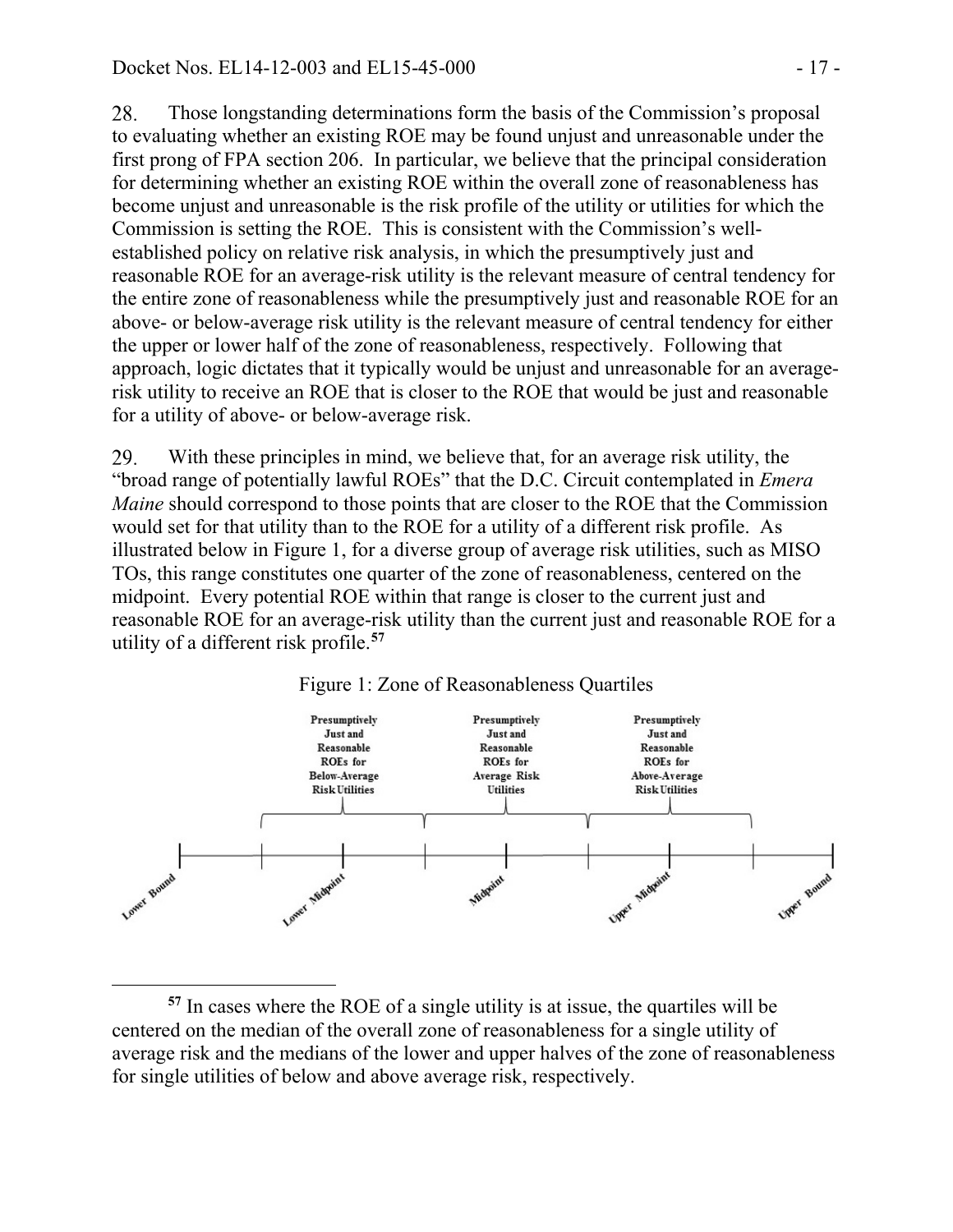28. Those longstanding determinations form the basis of the Commission's proposal to evaluating whether an existing ROE may be found unjust and unreasonable under the first prong of FPA section 206. In particular, we believe that the principal consideration for determining whether an existing ROE within the overall zone of reasonableness has become unjust and unreasonable is the risk profile of the utility or utilities for which the Commission is setting the ROE. This is consistent with the Commission's well-established policy on relative risk analysis, in which the presumptively just and reasonable ROE for an average-risk utility is the relevant measure of central tendency for the entire zone of reasonableness while the presumptively just and reasonable ROE for an above- or below-average risk utility is the relevant measure of central tendency for either the upper or lower half of the zone of reasonableness, respectively. Following that approach, logic dictates that it typically would be unjust and unreasonable for an average-risk utility to receive an ROE that is closer to the ROE that would be just and reasonable for a utility of above- or below-average risk.

29. With these principles in mind, we believe that, for an average risk utility, the "broad range of potentially lawful ROEs" that the D.C. Circuit contemplated in *Emera Maine* should correspond to those points that are closer to the ROE that the Commission would set for that utility than to the ROE for a utility of a different risk profile. As illustrated below in Figure 1, for a diverse group of average risk utilities, such as MISO TOs, this range constitutes one quarter of the zone of reasonableness, centered on the midpoint. Every potential ROE within that range is closer to the current just and reasonable ROE for an average-risk utility than the current just and reasonable ROE for a utility of a different risk profile.[57]

Figure 1: Zone of Reasonableness Quartiles

Presumptively Just and Reasonable ROEs for Below-Average Risk Utilities | Presumptively Just and Reasonable ROEs for Average Risk Utilities | Presumptively Just and Reasonable ROEs for Above-Average Risk Utilities

Lower Bound | Lower Midpoint | Midpoint | Upper Midpoint | Upper Bound

[57] In cases where the ROE of a single utility is at issue, the quartiles will be centered on the median of the overall zone of reasonableness for a single utility of average risk and the medians of the lower and upper halves of the zone of reasonableness for single utilities of below and above average risk, respectively.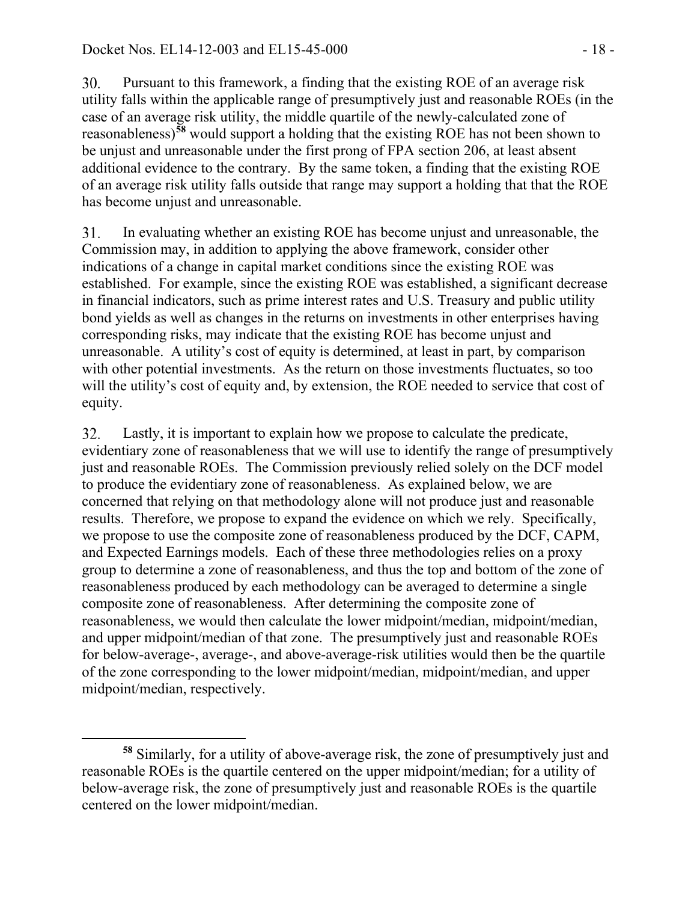30. Pursuant to this framework, a finding that the existing ROE of an average risk utility falls within the applicable range of presumptively just and reasonable ROEs (in the case of an average risk utility, the middle quartile of the newly-calculated zone of reasonableness)[58] would support a holding that the existing ROE has not been shown to be unjust and unreasonable under the first prong of FPA section 206, at least absent additional evidence to the contrary. By the same token, a finding that the existing ROE of an average risk utility falls outside that range may support a holding that that the ROE has become unjust and unreasonable.

31. In evaluating whether an existing ROE has become unjust and unreasonable, the Commission may, in addition to applying the above framework, consider other indications of a change in capital market conditions since the existing ROE was established. For example, since the existing ROE was established, a significant decrease in financial indicators, such as prime interest rates and U.S. Treasury and public utility bond yields as well as changes in the returns on investments in other enterprises having corresponding risks, may indicate that the existing ROE has become unjust and unreasonable. A utility's cost of equity is determined, at least in part, by comparison with other potential investments. As the return on those investments fluctuates, so too will the utility's cost of equity and, by extension, the ROE needed to service that cost of equity.

32. Lastly, it is important to explain how we propose to calculate the predicate, evidentiary zone of reasonableness that we will use to identify the range of presumptively just and reasonable ROEs. The Commission previously relied solely on the DCF model to produce the evidentiary zone of reasonableness. As explained below, we are concerned that relying on that methodology alone will not produce just and reasonable results. Therefore, we propose to expand the evidence on which we rely. Specifically, we propose to use the composite zone of reasonableness produced by the DCF, CAPM, and Expected Earnings models. Each of these three methodologies relies on a proxy group to determine a zone of reasonableness, and thus the top and bottom of the zone of reasonableness produced by each methodology can be averaged to determine a single composite zone of reasonableness. After determining the composite zone of reasonableness, we would then calculate the lower midpoint/median, midpoint/median, and upper midpoint/median of that zone. The presumptively just and reasonable ROEs for below-average-, average-, and above-average-risk utilities would then be the quartile of the zone corresponding to the lower midpoint/median, midpoint/median, and upper midpoint/median, respectively.

---

[58] Similarly, for a utility of above-average risk, the zone of presumptively just and reasonable ROEs is the quartile centered on the upper midpoint/median; for a utility of below-average risk, the zone of presumptively just and reasonable ROEs is the quartile centered on the lower midpoint/median.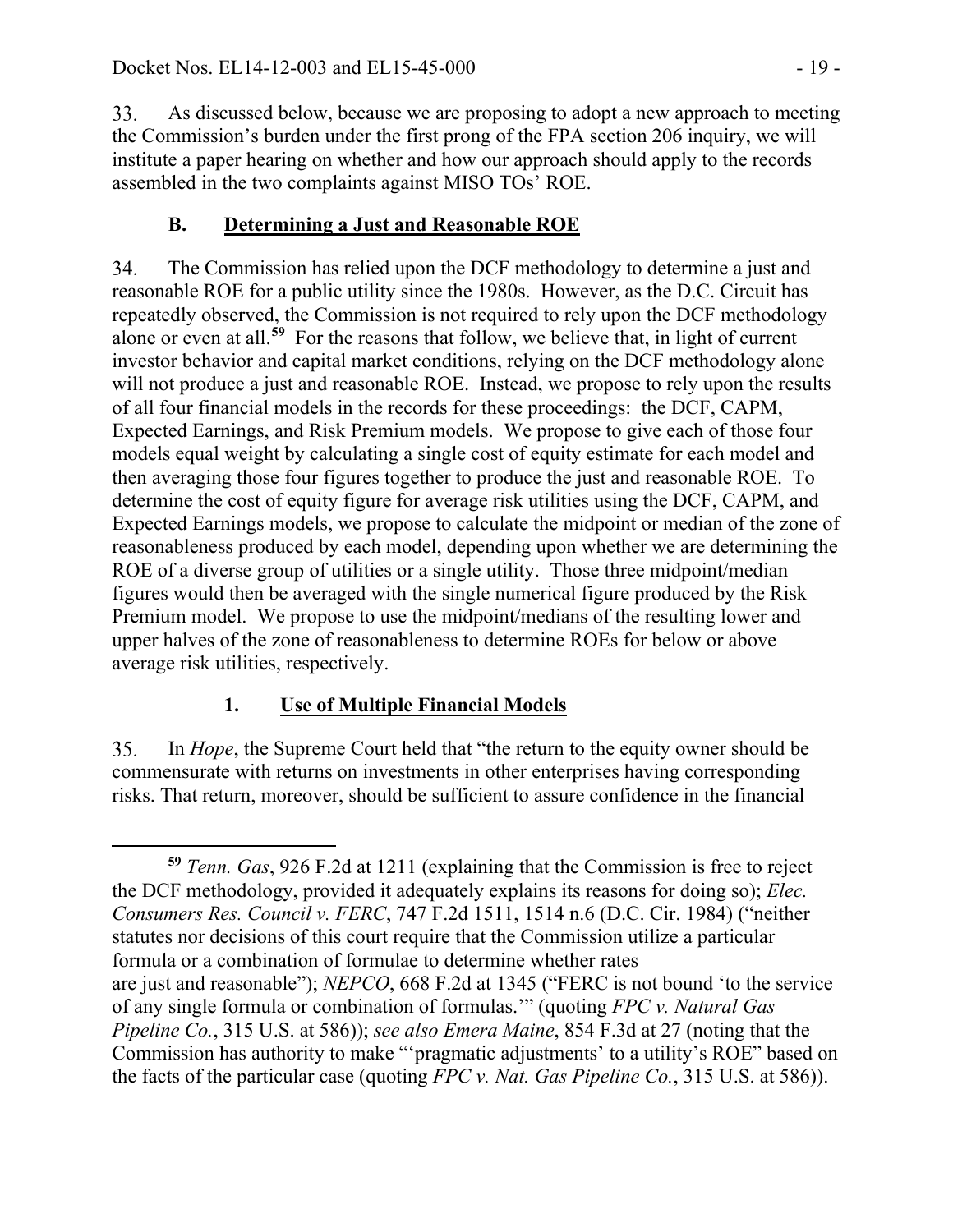33. As discussed below, because we are proposing to adopt a new approach to meeting the Commission's burden under the first prong of the FPA section 206 inquiry, we will institute a paper hearing on whether and how our approach should apply to the records assembled in the two complaints against MISO TOs' ROE.

### B. Determining a Just and Reasonable ROE

34. The Commission has relied upon the DCF methodology to determine a just and reasonable ROE for a public utility since the 1980s. However, as the D.C. Circuit has repeatedly observed, the Commission is not required to rely upon the DCF methodology alone or even at all.[59] For the reasons that follow, we believe that, in light of current investor behavior and capital market conditions, relying on the DCF methodology alone will not produce a just and reasonable ROE. Instead, we propose to rely upon the results of all four financial models in the records for these proceedings: the DCF, CAPM, Expected Earnings, and Risk Premium models. We propose to give each of those four models equal weight by calculating a single cost of equity estimate for each model and then averaging those four figures together to produce the just and reasonable ROE. To determine the cost of equity figure for average risk utilities using the DCF, CAPM, and Expected Earnings models, we propose to calculate the midpoint or median of the zone of reasonableness produced by each model, depending upon whether we are determining the ROE of a diverse group of utilities or a single utility. Those three midpoint/median figures would then be averaged with the single numerical figure produced by the Risk Premium model. We propose to use the midpoint/medians of the resulting lower and upper halves of the zone of reasonableness to determine ROEs for below or above average risk utilities, respectively.

#### 1. Use of Multiple Financial Models

35. In *Hope*, the Supreme Court held that "the return to the equity owner should be commensurate with returns on investments in other enterprises having corresponding risks. That return, moreover, should be sufficient to assure confidence in the financial

---

[59] *Tenn. Gas*, 926 F.2d at 1211 (explaining that the Commission is free to reject the DCF methodology, provided it adequately explains its reasons for doing so); *Elec. Consumers Res. Council v. FERC*, 747 F.2d 1511, 1514 n.6 (D.C. Cir. 1984) ("neither statutes nor decisions of this court require that the Commission utilize a particular formula or a combination of formulae to determine whether rates are just and reasonable"); *NEPCO*, 668 F.2d at 1345 ("FERC is not bound 'to the service of any single formula or combination of formulas.'" (quoting *FPC v. Natural Gas Pipeline Co.*, 315 U.S. at 586)); *see also Emera Maine*, 854 F.3d at 27 (noting that the Commission has authority to make "'pragmatic adjustments' to a utility's ROE" based on the facts of the particular case (quoting *FPC v. Nat. Gas Pipeline Co.*, 315 U.S. at 586)).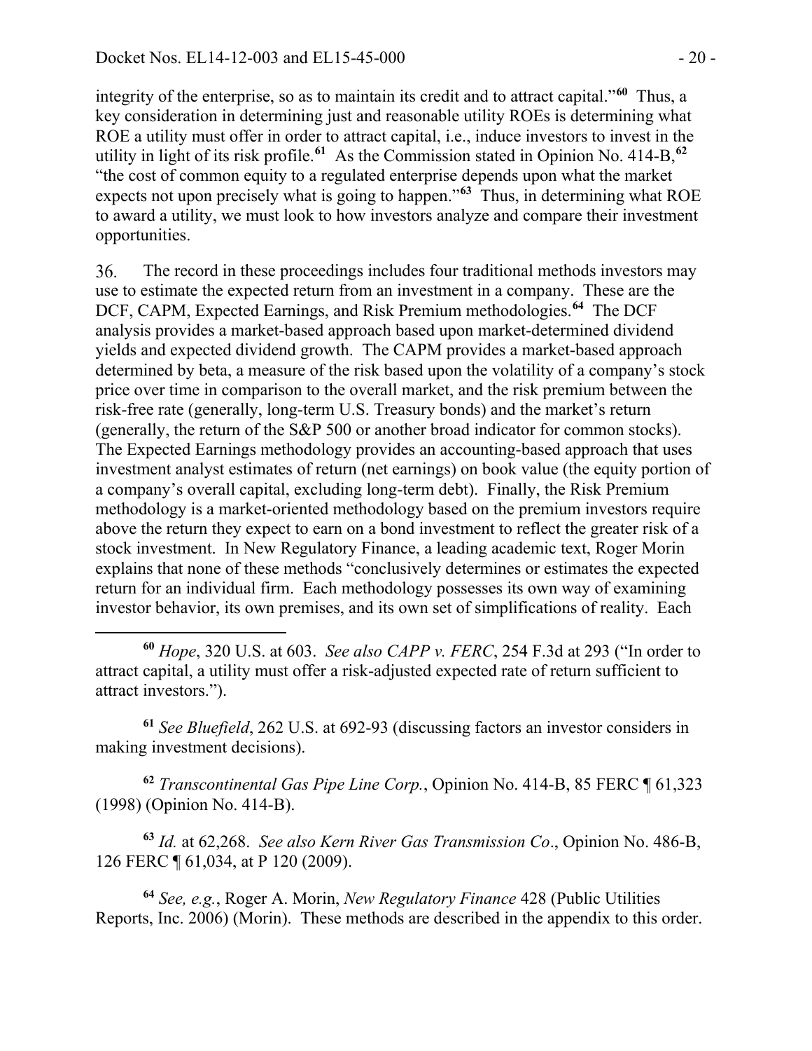integrity of the enterprise, so as to maintain its credit and to attract capital."[60] Thus, a key consideration in determining just and reasonable utility ROEs is determining what ROE a utility must offer in order to attract capital, i.e., induce investors to invest in the utility in light of its risk profile.[61] As the Commission stated in Opinion No. 414-B,[62] "the cost of common equity to a regulated enterprise depends upon what the market expects not upon precisely what is going to happen."[63] Thus, in determining what ROE to award a utility, we must look to how investors analyze and compare their investment opportunities.

36. The record in these proceedings includes four traditional methods investors may use to estimate the expected return from an investment in a company. These are the DCF, CAPM, Expected Earnings, and Risk Premium methodologies.[64] The DCF analysis provides a market-based approach based upon market-determined dividend yields and expected dividend growth. The CAPM provides a market-based approach determined by beta, a measure of the risk based upon the volatility of a company's stock price over time in comparison to the overall market, and the risk premium between the risk-free rate (generally, long-term U.S. Treasury bonds) and the market's return (generally, the return of the S&P 500 or another broad indicator for common stocks). The Expected Earnings methodology provides an accounting-based approach that uses investment analyst estimates of return (net earnings) on book value (the equity portion of a company's overall capital, excluding long-term debt). Finally, the Risk Premium methodology is a market-oriented methodology based on the premium investors require above the return they expect to earn on a bond investment to reflect the greater risk of a stock investment. In New Regulatory Finance, a leading academic text, Roger Morin explains that none of these methods "conclusively determines or estimates the expected return for an individual firm. Each methodology possesses its own way of examining investor behavior, its own premises, and its own set of simplifications of reality. Each

---

[60] *Hope*, 320 U.S. at 603. *See also CAPP v. FERC*, 254 F.3d at 293 ("In order to attract capital, a utility must offer a risk-adjusted expected rate of return sufficient to attract investors.").

[61] *See Bluefield*, 262 U.S. at 692-93 (discussing factors an investor considers in making investment decisions).

[62] *Transcontinental Gas Pipe Line Corp.*, Opinion No. 414-B, 85 FERC ¶ 61,323 (1998) (Opinion No. 414-B).

[63] *Id.* at 62,268. *See also Kern River Gas Transmission Co*., Opinion No. 486-B, 126 FERC ¶ 61,034, at P 120 (2009).

[64] *See, e.g.*, Roger A. Morin, *New Regulatory Finance* 428 (Public Utilities Reports, Inc. 2006) (Morin). These methods are described in the appendix to this order.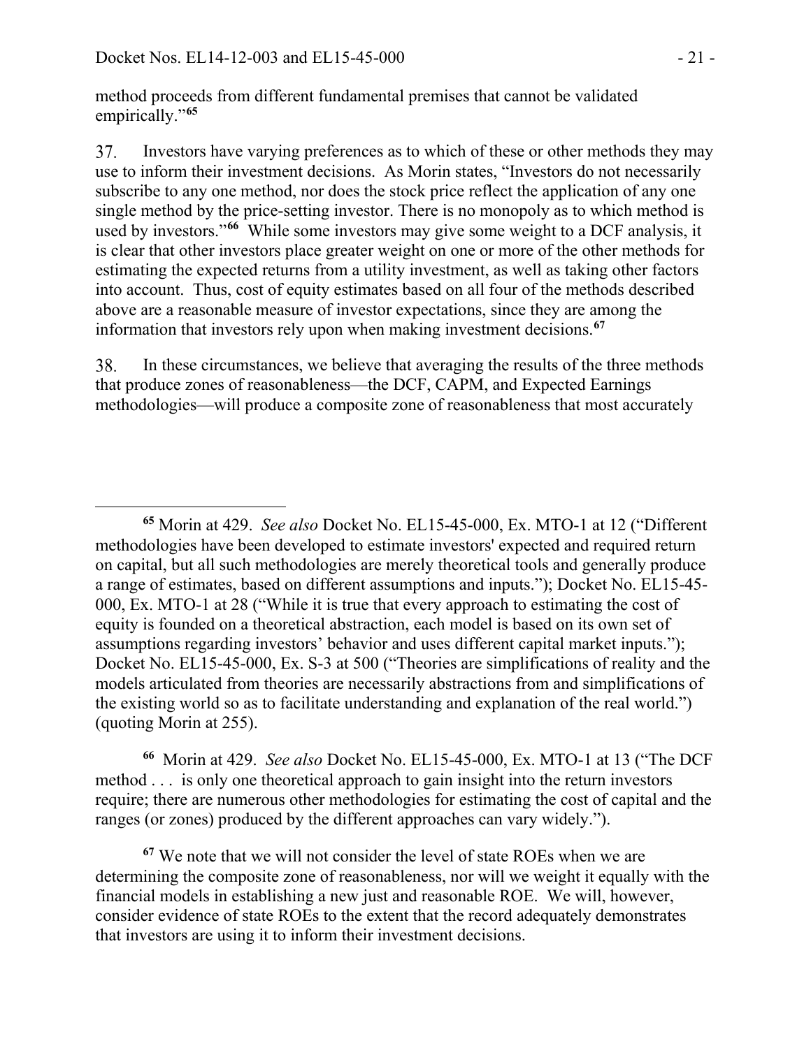method proceeds from different fundamental premises that cannot be validated empirically."[65]

37. Investors have varying preferences as to which of these or other methods they may use to inform their investment decisions. As Morin states, "Investors do not necessarily subscribe to any one method, nor does the stock price reflect the application of any one single method by the price-setting investor. There is no monopoly as to which method is used by investors."[66] While some investors may give some weight to a DCF analysis, it is clear that other investors place greater weight on one or more of the other methods for estimating the expected returns from a utility investment, as well as taking other factors into account. Thus, cost of equity estimates based on all four of the methods described above are a reasonable measure of investor expectations, since they are among the information that investors rely upon when making investment decisions.[67]

38. In these circumstances, we believe that averaging the results of the three methods that produce zones of reasonableness—the DCF, CAPM, and Expected Earnings methodologies—will produce a composite zone of reasonableness that most accurately

---

[65] Morin at 429. *See also* Docket No. EL15-45-000, Ex. MTO-1 at 12 ("Different methodologies have been developed to estimate investors' expected and required return on capital, but all such methodologies are merely theoretical tools and generally produce a range of estimates, based on different assumptions and inputs."); Docket No. EL15-45-000, Ex. MTO-1 at 28 ("While it is true that every approach to estimating the cost of equity is founded on a theoretical abstraction, each model is based on its own set of assumptions regarding investors' behavior and uses different capital market inputs."); Docket No. EL15-45-000, Ex. S-3 at 500 ("Theories are simplifications of reality and the models articulated from theories are necessarily abstractions from and simplifications of the existing world so as to facilitate understanding and explanation of the real world.") (quoting Morin at 255).

[66] Morin at 429. *See also* Docket No. EL15-45-000, Ex. MTO-1 at 13 ("The DCF method . . . is only one theoretical approach to gain insight into the return investors require; there are numerous other methodologies for estimating the cost of capital and the ranges (or zones) produced by the different approaches can vary widely.").

[67] We note that we will not consider the level of state ROEs when we are determining the composite zone of reasonableness, nor will we weight it equally with the financial models in establishing a new just and reasonable ROE. We will, however, consider evidence of state ROEs to the extent that the record adequately demonstrates that investors are using it to inform their investment decisions.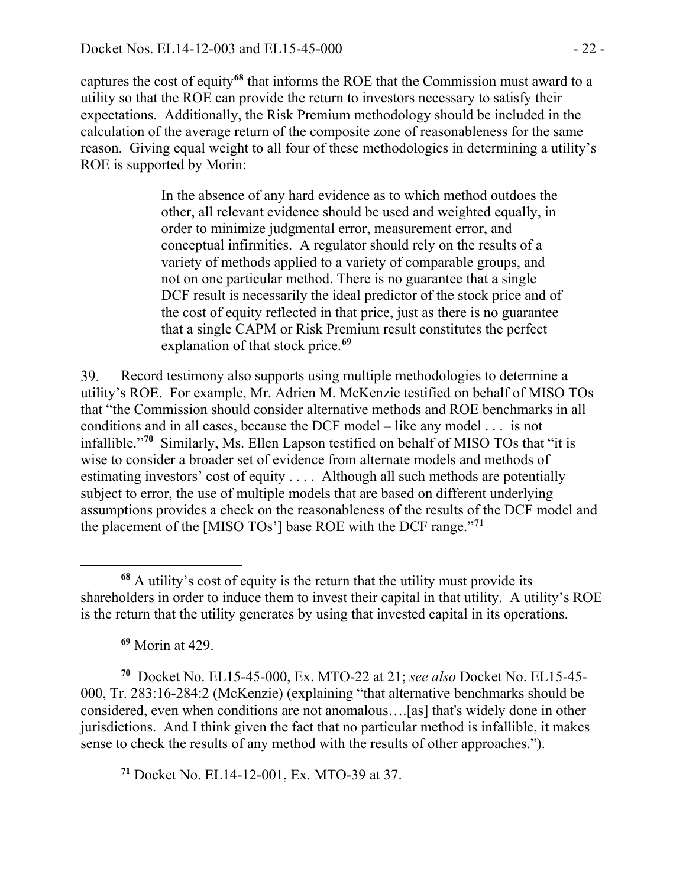captures the cost of equity[68] that informs the ROE that the Commission must award to a utility so that the ROE can provide the return to investors necessary to satisfy their expectations. Additionally, the Risk Premium methodology should be included in the calculation of the average return of the composite zone of reasonableness for the same reason. Giving equal weight to all four of these methodologies in determining a utility's ROE is supported by Morin:

> In the absence of any hard evidence as to which method outdoes the other, all relevant evidence should be used and weighted equally, in order to minimize judgmental error, measurement error, and conceptual infirmities. A regulator should rely on the results of a variety of methods applied to a variety of comparable groups, and not on one particular method. There is no guarantee that a single DCF result is necessarily the ideal predictor of the stock price and of the cost of equity reflected in that price, just as there is no guarantee that a single CAPM or Risk Premium result constitutes the perfect explanation of that stock price.[69]

39. Record testimony also supports using multiple methodologies to determine a utility's ROE. For example, Mr. Adrien M. McKenzie testified on behalf of MISO TOs that "the Commission should consider alternative methods and ROE benchmarks in all conditions and in all cases, because the DCF model – like any model . . . is not infallible."[70] Similarly, Ms. Ellen Lapson testified on behalf of MISO TOs that "it is wise to consider a broader set of evidence from alternate models and methods of estimating investors' cost of equity . . . . Although all such methods are potentially subject to error, the use of multiple models that are based on different underlying assumptions provides a check on the reasonableness of the results of the DCF model and the placement of the [MISO TOs'] base ROE with the DCF range."[71]

---

[68] A utility's cost of equity is the return that the utility must provide its shareholders in order to induce them to invest their capital in that utility. A utility's ROE is the return that the utility generates by using that invested capital in its operations.

[69] Morin at 429.

[70] Docket No. EL15-45-000, Ex. MTO-22 at 21; *see also* Docket No. EL15-45-000, Tr. 283:16-284:2 (McKenzie) (explaining "that alternative benchmarks should be considered, even when conditions are not anomalous….[as] that's widely done in other jurisdictions. And I think given the fact that no particular method is infallible, it makes sense to check the results of any method with the results of other approaches.").

[71] Docket No. EL14-12-001, Ex. MTO-39 at 37.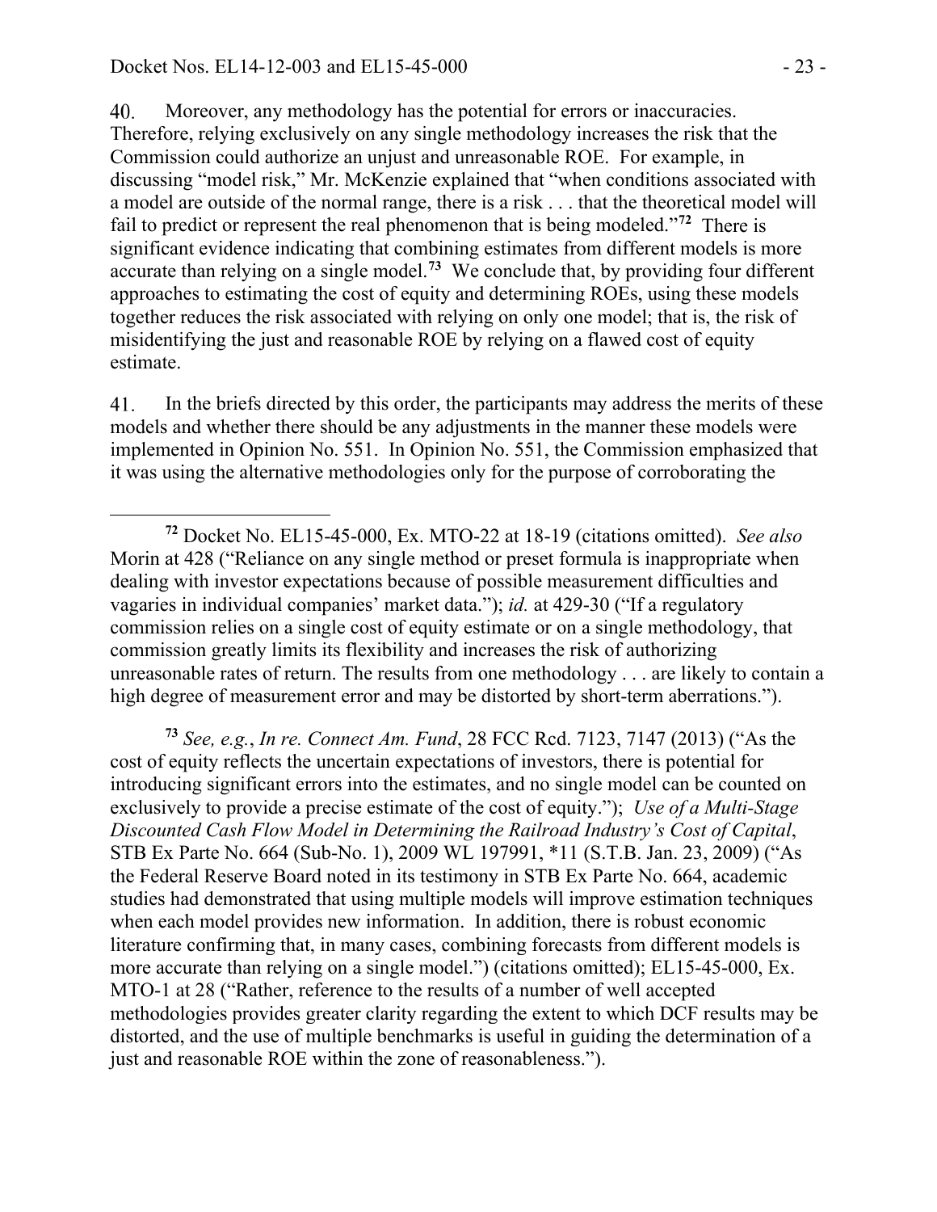40. Moreover, any methodology has the potential for errors or inaccuracies. Therefore, relying exclusively on any single methodology increases the risk that the Commission could authorize an unjust and unreasonable ROE. For example, in discussing "model risk," Mr. McKenzie explained that "when conditions associated with a model are outside of the normal range, there is a risk . . . that the theoretical model will fail to predict or represent the real phenomenon that is being modeled."[72] There is significant evidence indicating that combining estimates from different models is more accurate than relying on a single model.[73] We conclude that, by providing four different approaches to estimating the cost of equity and determining ROEs, using these models together reduces the risk associated with relying on only one model; that is, the risk of misidentifying the just and reasonable ROE by relying on a flawed cost of equity estimate.

41. In the briefs directed by this order, the participants may address the merits of these models and whether there should be any adjustments in the manner these models were implemented in Opinion No. 551. In Opinion No. 551, the Commission emphasized that it was using the alternative methodologies only for the purpose of corroborating the

---

[72] Docket No. EL15-45-000, Ex. MTO-22 at 18-19 (citations omitted). *See also* Morin at 428 ("Reliance on any single method or preset formula is inappropriate when dealing with investor expectations because of possible measurement difficulties and vagaries in individual companies' market data."); *id.* at 429-30 ("If a regulatory commission relies on a single cost of equity estimate or on a single methodology, that commission greatly limits its flexibility and increases the risk of authorizing unreasonable rates of return. The results from one methodology . . . are likely to contain a high degree of measurement error and may be distorted by short-term aberrations.").

[73] *See, e.g.*, *In re. Connect Am. Fund*, 28 FCC Rcd. 7123, 7147 (2013) ("As the cost of equity reflects the uncertain expectations of investors, there is potential for introducing significant errors into the estimates, and no single model can be counted on exclusively to provide a precise estimate of the cost of equity."); *Use of a Multi-Stage Discounted Cash Flow Model in Determining the Railroad Industry's Cost of Capital*, STB Ex Parte No. 664 (Sub-No. 1), 2009 WL 197991, *11 (S.T.B. Jan. 23, 2009) ("As the Federal Reserve Board noted in its testimony in STB Ex Parte No. 664, academic studies had demonstrated that using multiple models will improve estimation techniques when each model provides new information. In addition, there is robust economic literature confirming that, in many cases, combining forecasts from different models is more accurate than relying on a single model.") (citations omitted); EL15-45-000, Ex. MTO-1 at 28 ("Rather, reference to the results of a number of well accepted methodologies provides greater clarity regarding the extent to which DCF results may be distorted, and the use of multiple benchmarks is useful in guiding the determination of a just and reasonable ROE within the zone of reasonableness.").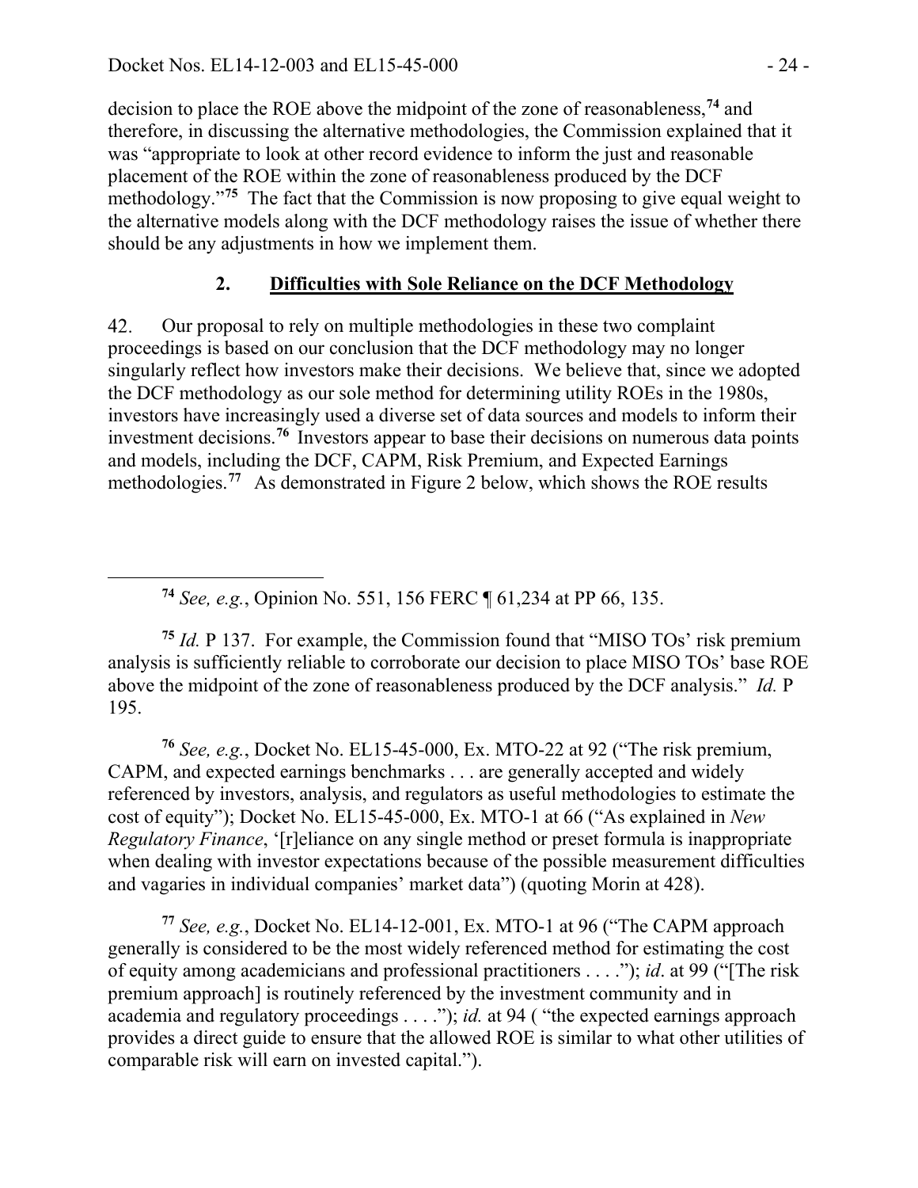decision to place the ROE above the midpoint of the zone of reasonableness,[74] and therefore, in discussing the alternative methodologies, the Commission explained that it was "appropriate to look at other record evidence to inform the just and reasonable placement of the ROE within the zone of reasonableness produced by the DCF methodology."[75] The fact that the Commission is now proposing to give equal weight to the alternative models along with the DCF methodology raises the issue of whether there should be any adjustments in how we implement them.

## 2. Difficulties with Sole Reliance on the DCF Methodology

42. Our proposal to rely on multiple methodologies in these two complaint proceedings is based on our conclusion that the DCF methodology may no longer singularly reflect how investors make their decisions. We believe that, since we adopted the DCF methodology as our sole method for determining utility ROEs in the 1980s, investors have increasingly used a diverse set of data sources and models to inform their investment decisions.[76] Investors appear to base their decisions on numerous data points and models, including the DCF, CAPM, Risk Premium, and Expected Earnings methodologies.[77] As demonstrated in Figure 2 below, which shows the ROE results

---

[74] *See, e.g.*, Opinion No. 551, 156 FERC ¶ 61,234 at PP 66, 135.

[75] *Id.* P 137. For example, the Commission found that "MISO TOs' risk premium analysis is sufficiently reliable to corroborate our decision to place MISO TOs' base ROE above the midpoint of the zone of reasonableness produced by the DCF analysis." *Id.* P 195.

[76] *See, e.g.*, Docket No. EL15-45-000, Ex. MTO-22 at 92 ("The risk premium, CAPM, and expected earnings benchmarks . . . are generally accepted and widely referenced by investors, analysis, and regulators as useful methodologies to estimate the cost of equity"); Docket No. EL15-45-000, Ex. MTO-1 at 66 ("As explained in *New Regulatory Finance*, '[r]eliance on any single method or preset formula is inappropriate when dealing with investor expectations because of the possible measurement difficulties and vagaries in individual companies' market data") (quoting Morin at 428).

[77] *See, e.g.*, Docket No. EL14-12-001, Ex. MTO-1 at 96 ("The CAPM approach generally is considered to be the most widely referenced method for estimating the cost of equity among academicians and professional practitioners . . . ."); *id*. at 99 ("[The risk premium approach] is routinely referenced by the investment community and in academia and regulatory proceedings . . . ."); *id.* at 94 ( "the expected earnings approach provides a direct guide to ensure that the allowed ROE is similar to what other utilities of comparable risk will earn on invested capital.").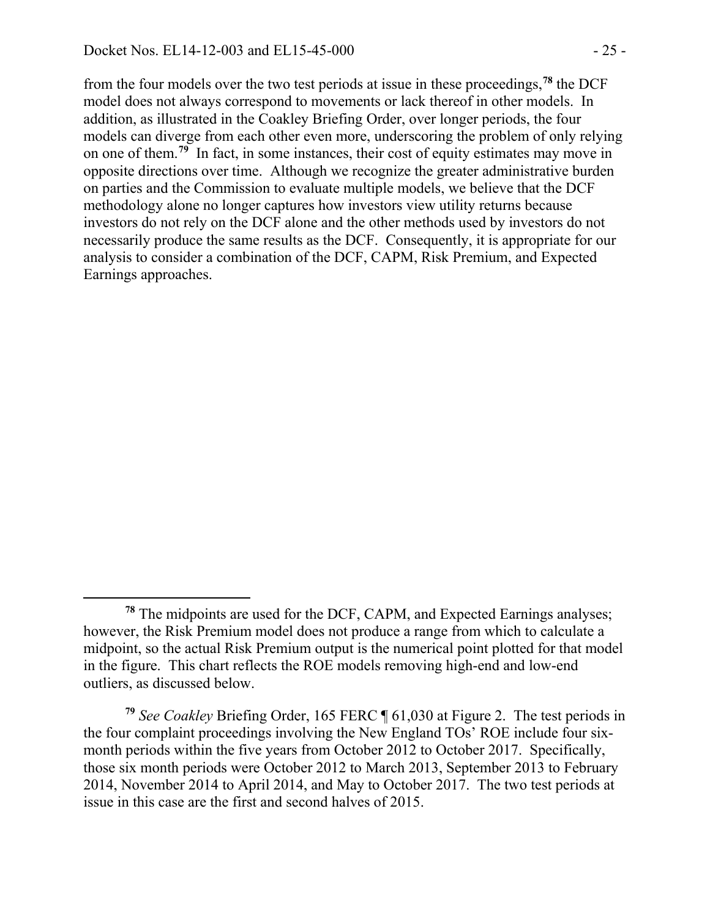from the four models over the two test periods at issue in these proceedings,[78] the DCF model does not always correspond to movements or lack thereof in other models. In addition, as illustrated in the Coakley Briefing Order, over longer periods, the four models can diverge from each other even more, underscoring the problem of only relying on one of them.[79] In fact, in some instances, their cost of equity estimates may move in opposite directions over time. Although we recognize the greater administrative burden on parties and the Commission to evaluate multiple models, we believe that the DCF methodology alone no longer captures how investors view utility returns because investors do not rely on the DCF alone and the other methods used by investors do not necessarily produce the same results as the DCF. Consequently, it is appropriate for our analysis to consider a combination of the DCF, CAPM, Risk Premium, and Expected Earnings approaches.

---

[78] The midpoints are used for the DCF, CAPM, and Expected Earnings analyses; however, the Risk Premium model does not produce a range from which to calculate a midpoint, so the actual Risk Premium output is the numerical point plotted for that model in the figure. This chart reflects the ROE models removing high-end and low-end outliers, as discussed below.

[79] *See Coakley* Briefing Order, 165 FERC ¶ 61,030 at Figure 2. The test periods in the four complaint proceedings involving the New England TOs' ROE include four six-month periods within the five years from October 2012 to October 2017. Specifically, those six month periods were October 2012 to March 2013, September 2013 to February 2014, November 2014 to April 2014, and May to October 2017. The two test periods at issue in this case are the first and second halves of 2015.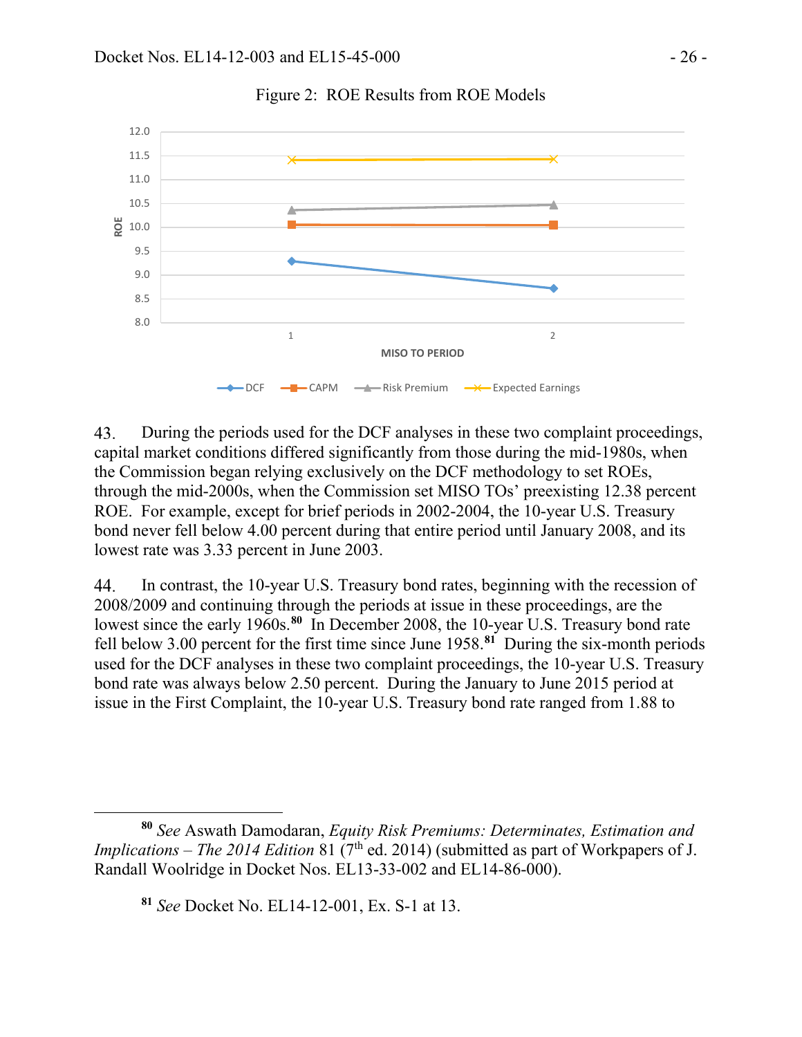Figure 2: ROE Results from ROE Models

43. During the periods used for the DCF analyses in these two complaint proceedings, capital market conditions differed significantly from those during the mid-1980s, when the Commission began relying exclusively on the DCF methodology to set ROEs, through the mid-2000s, when the Commission set MISO TOs' preexisting 12.38 percent ROE. For example, except for brief periods in 2002-2004, the 10-year U.S. Treasury bond never fell below 4.00 percent during that entire period until January 2008, and its lowest rate was 3.33 percent in June 2003.

44. In contrast, the 10-year U.S. Treasury bond rates, beginning with the recession of 2008/2009 and continuing through the periods at issue in these proceedings, are the lowest since the early 1960s.[80] In December 2008, the 10-year U.S. Treasury bond rate fell below 3.00 percent for the first time since June 1958.[81] During the six-month periods used for the DCF analyses in these two complaint proceedings, the 10-year U.S. Treasury bond rate was always below 2.50 percent. During the January to June 2015 period at issue in the First Complaint, the 10-year U.S. Treasury bond rate ranged from 1.88 to

---

[80] *See* Aswath Damodaran, *Equity Risk Premiums: Determinates, Estimation and Implications – The 2014 Edition* 81 (7th ed. 2014) (submitted as part of Workpapers of J. Randall Woolridge in Docket Nos. EL13-33-002 and EL14-86-000).

[81] *See* Docket No. EL14-12-001, Ex. S-1 at 13.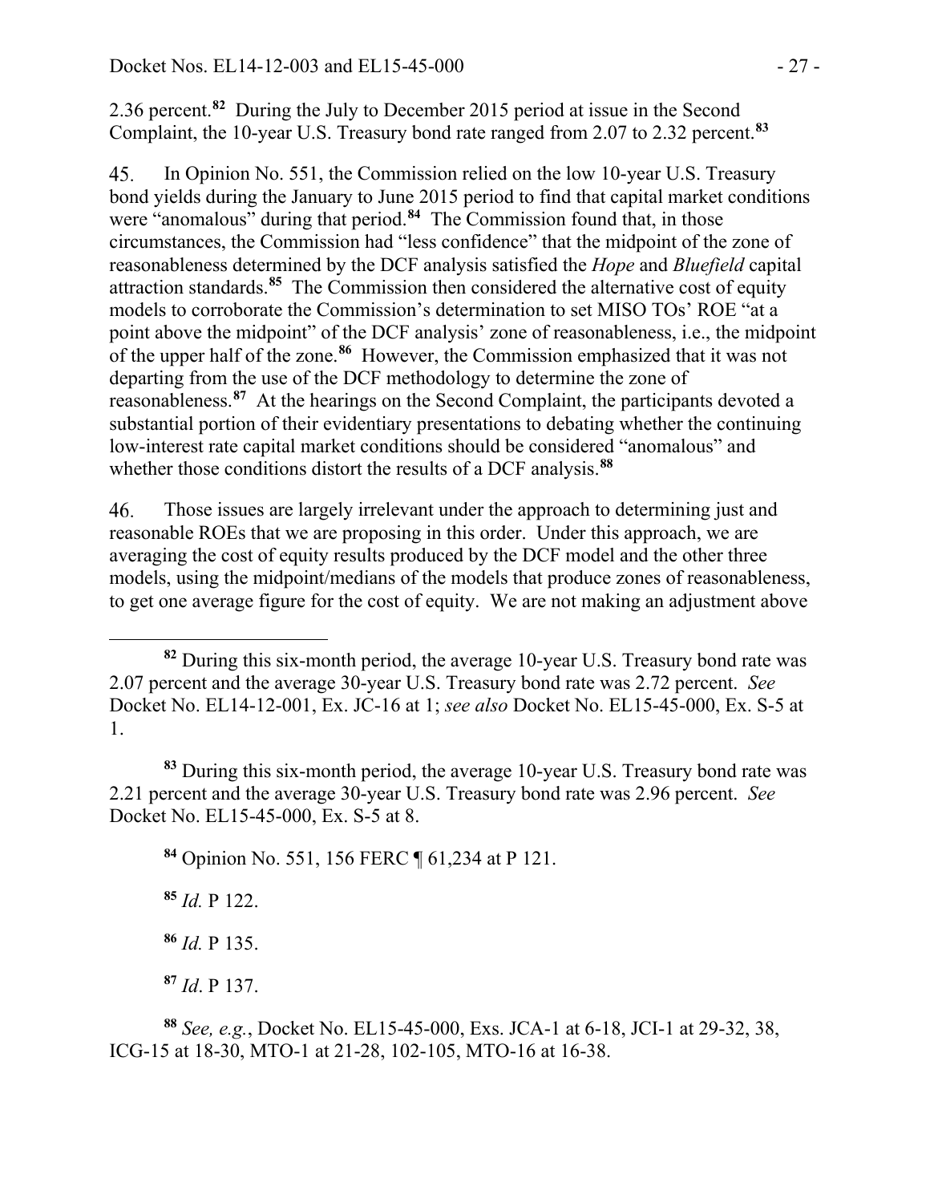2.36 percent.[82] During the July to December 2015 period at issue in the Second Complaint, the 10-year U.S. Treasury bond rate ranged from 2.07 to 2.32 percent.[83]

45. In Opinion No. 551, the Commission relied on the low 10-year U.S. Treasury bond yields during the January to June 2015 period to find that capital market conditions were "anomalous" during that period.[84] The Commission found that, in those circumstances, the Commission had "less confidence" that the midpoint of the zone of reasonableness determined by the DCF analysis satisfied the *Hope* and *Bluefield* capital attraction standards.[85] The Commission then considered the alternative cost of equity models to corroborate the Commission's determination to set MISO TOs' ROE "at a point above the midpoint" of the DCF analysis' zone of reasonableness, i.e., the midpoint of the upper half of the zone.[86] However, the Commission emphasized that it was not departing from the use of the DCF methodology to determine the zone of reasonableness.[87] At the hearings on the Second Complaint, the participants devoted a substantial portion of their evidentiary presentations to debating whether the continuing low-interest rate capital market conditions should be considered "anomalous" and whether those conditions distort the results of a DCF analysis.[88]

46. Those issues are largely irrelevant under the approach to determining just and reasonable ROEs that we are proposing in this order. Under this approach, we are averaging the cost of equity results produced by the DCF model and the other three models, using the midpoint/medians of the models that produce zones of reasonableness, to get one average figure for the cost of equity. We are not making an adjustment above

---

[82] During this six-month period, the average 10-year U.S. Treasury bond rate was 2.07 percent and the average 30-year U.S. Treasury bond rate was 2.72 percent. *See* Docket No. EL14-12-001, Ex. JC-16 at 1; *see also* Docket No. EL15-45-000, Ex. S-5 at 1.

[83] During this six-month period, the average 10-year U.S. Treasury bond rate was 2.21 percent and the average 30-year U.S. Treasury bond rate was 2.96 percent. *See* Docket No. EL15-45-000, Ex. S-5 at 8.

[84] Opinion No. 551, 156 FERC ¶ 61,234 at P 121.

[85] *Id.* P 122.

[86] *Id.* P 135.

[87] *Id*. P 137.

[88] *See, e.g.*, Docket No. EL15-45-000, Exs. JCA-1 at 6-18, JCI-1 at 29-32, 38, ICG-15 at 18-30, MTO-1 at 21-28, 102-105, MTO-16 at 16-38.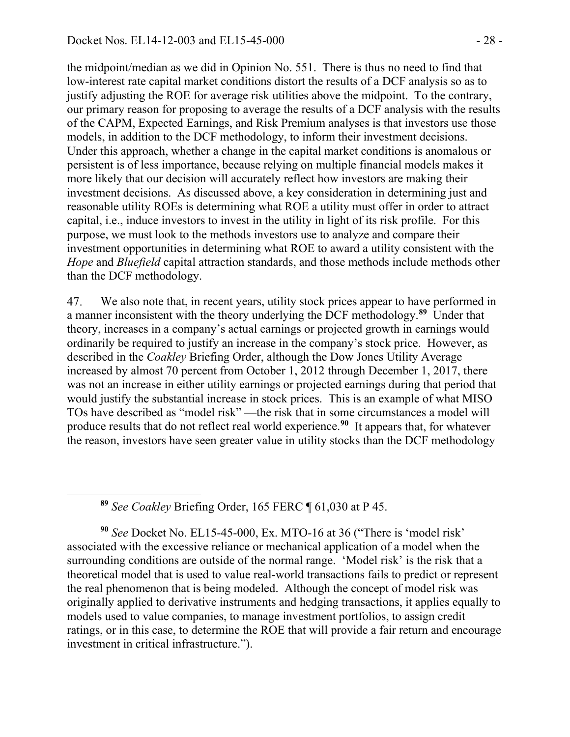the midpoint/median as we did in Opinion No. 551. There is thus no need to find that low-interest rate capital market conditions distort the results of a DCF analysis so as to justify adjusting the ROE for average risk utilities above the midpoint. To the contrary, our primary reason for proposing to average the results of a DCF analysis with the results of the CAPM, Expected Earnings, and Risk Premium analyses is that investors use those models, in addition to the DCF methodology, to inform their investment decisions. Under this approach, whether a change in the capital market conditions is anomalous or persistent is of less importance, because relying on multiple financial models makes it more likely that our decision will accurately reflect how investors are making their investment decisions. As discussed above, a key consideration in determining just and reasonable utility ROEs is determining what ROE a utility must offer in order to attract capital, i.e., induce investors to invest in the utility in light of its risk profile. For this purpose, we must look to the methods investors use to analyze and compare their investment opportunities in determining what ROE to award a utility consistent with the *Hope* and *Bluefield* capital attraction standards, and those methods include methods other than the DCF methodology.

47. We also note that, in recent years, utility stock prices appear to have performed in a manner inconsistent with the theory underlying the DCF methodology.[89] Under that theory, increases in a company's actual earnings or projected growth in earnings would ordinarily be required to justify an increase in the company's stock price. However, as described in the *Coakley* Briefing Order, although the Dow Jones Utility Average increased by almost 70 percent from October 1, 2012 through December 1, 2017, there was not an increase in either utility earnings or projected earnings during that period that would justify the substantial increase in stock prices. This is an example of what MISO TOs have described as "model risk" —the risk that in some circumstances a model will produce results that do not reflect real world experience.[90] It appears that, for whatever the reason, investors have seen greater value in utility stocks than the DCF methodology

---

[89] *See Coakley* Briefing Order, 165 FERC ¶ 61,030 at P 45.

[90] *See* Docket No. EL15-45-000, Ex. MTO-16 at 36 ("There is 'model risk' associated with the excessive reliance or mechanical application of a model when the surrounding conditions are outside of the normal range. 'Model risk' is the risk that a theoretical model that is used to value real-world transactions fails to predict or represent the real phenomenon that is being modeled. Although the concept of model risk was originally applied to derivative instruments and hedging transactions, it applies equally to models used to value companies, to manage investment portfolios, to assign credit ratings, or in this case, to determine the ROE that will provide a fair return and encourage investment in critical infrastructure.").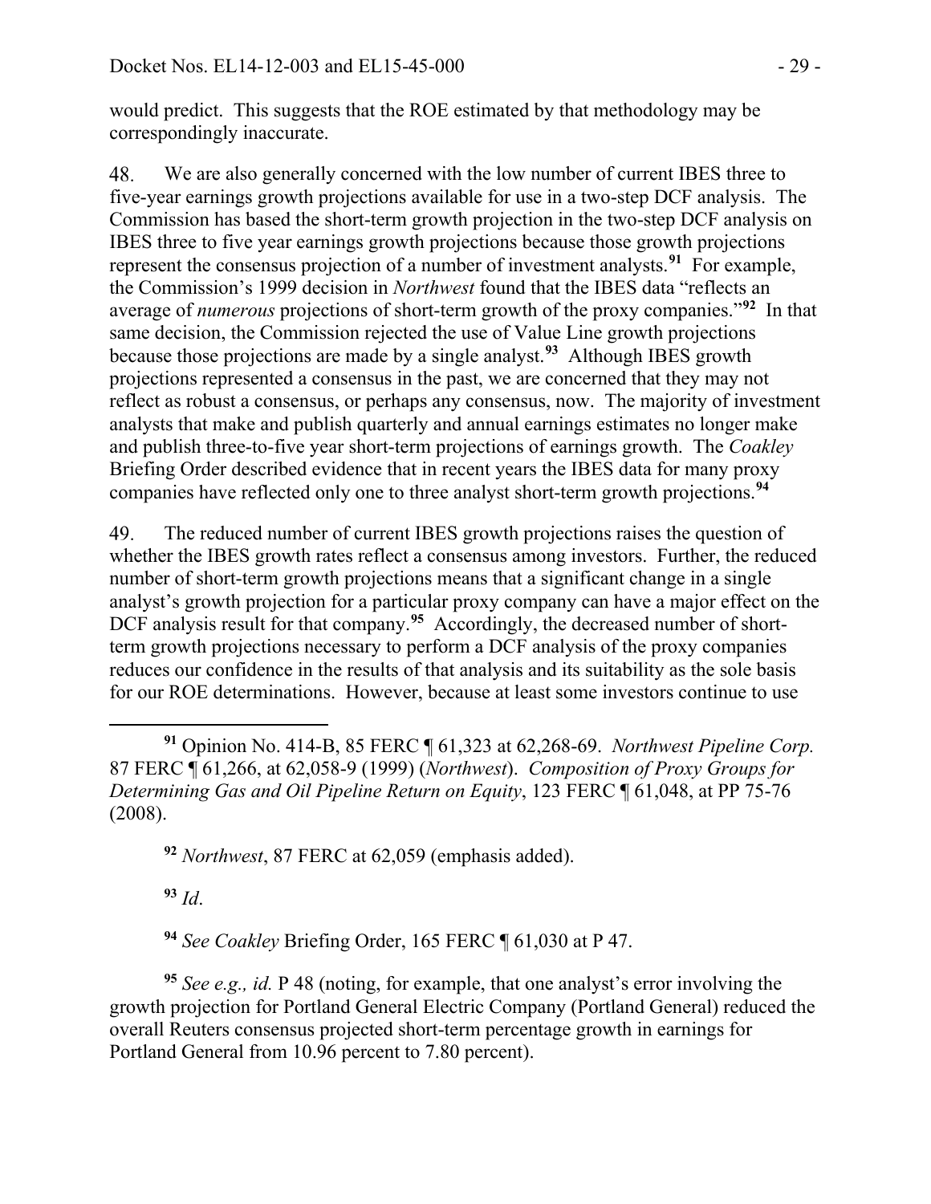would predict. This suggests that the ROE estimated by that methodology may be correspondingly inaccurate.

48. We are also generally concerned with the low number of current IBES three to five-year earnings growth projections available for use in a two-step DCF analysis. The Commission has based the short-term growth projection in the two-step DCF analysis on IBES three to five year earnings growth projections because those growth projections represent the consensus projection of a number of investment analysts.[91] For example, the Commission's 1999 decision in *Northwest* found that the IBES data "reflects an average of *numerous* projections of short-term growth of the proxy companies."[92] In that same decision, the Commission rejected the use of Value Line growth projections because those projections are made by a single analyst.[93] Although IBES growth projections represented a consensus in the past, we are concerned that they may not reflect as robust a consensus, or perhaps any consensus, now. The majority of investment analysts that make and publish quarterly and annual earnings estimates no longer make and publish three-to-five year short-term projections of earnings growth. The *Coakley* Briefing Order described evidence that in recent years the IBES data for many proxy companies have reflected only one to three analyst short-term growth projections.[94]

49. The reduced number of current IBES growth projections raises the question of whether the IBES growth rates reflect a consensus among investors. Further, the reduced number of short-term growth projections means that a significant change in a single analyst's growth projection for a particular proxy company can have a major effect on the DCF analysis result for that company.[95] Accordingly, the decreased number of short-term growth projections necessary to perform a DCF analysis of the proxy companies reduces our confidence in the results of that analysis and its suitability as the sole basis for our ROE determinations. However, because at least some investors continue to use

---

[91] Opinion No. 414-B, 85 FERC ¶ 61,323 at 62,268-69. *Northwest Pipeline Corp.* 87 FERC ¶ 61,266, at 62,058-9 (1999) (*Northwest*). *Composition of Proxy Groups for Determining Gas and Oil Pipeline Return on Equity*, 123 FERC ¶ 61,048, at PP 75-76 (2008).

[92] *Northwest*, 87 FERC at 62,059 (emphasis added).

[93] *Id*.

[94] *See Coakley* Briefing Order, 165 FERC ¶ 61,030 at P 47.

[95] *See e.g., id.* P 48 (noting, for example, that one analyst's error involving the growth projection for Portland General Electric Company (Portland General) reduced the overall Reuters consensus projected short-term percentage growth in earnings for Portland General from 10.96 percent to 7.80 percent).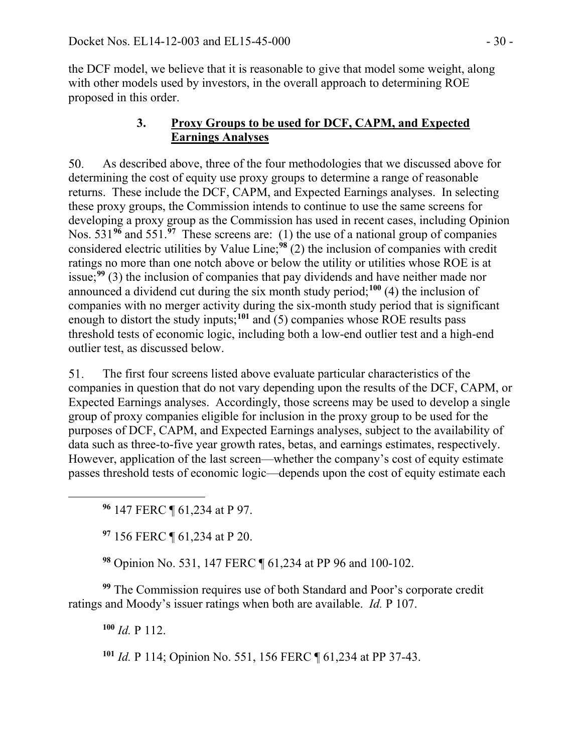the DCF model, we believe that it is reasonable to give that model some weight, along with other models used by investors, in the overall approach to determining ROE proposed in this order.

### 3. **Proxy Groups to be used for DCF, CAPM, and Expected Earnings Analyses**

50. As described above, three of the four methodologies that we discussed above for determining the cost of equity use proxy groups to determine a range of reasonable returns. These include the DCF, CAPM, and Expected Earnings analyses. In selecting these proxy groups, the Commission intends to continue to use the same screens for developing a proxy group as the Commission has used in recent cases, including Opinion Nos. 531[96] and 551.[97] These screens are: (1) the use of a national group of companies considered electric utilities by Value Line;[98] (2) the inclusion of companies with credit ratings no more than one notch above or below the utility or utilities whose ROE is at issue;[99] (3) the inclusion of companies that pay dividends and have neither made nor announced a dividend cut during the six month study period;[100] (4) the inclusion of companies with no merger activity during the six-month study period that is significant enough to distort the study inputs;[101] and (5) companies whose ROE results pass threshold tests of economic logic, including both a low-end outlier test and a high-end outlier test, as discussed below.

51. The first four screens listed above evaluate particular characteristics of the companies in question that do not vary depending upon the results of the DCF, CAPM, or Expected Earnings analyses. Accordingly, those screens may be used to develop a single group of proxy companies eligible for inclusion in the proxy group to be used for the purposes of DCF, CAPM, and Expected Earnings analyses, subject to the availability of data such as three-to-five year growth rates, betas, and earnings estimates, respectively. However, application of the last screen—whether the company's cost of equity estimate passes threshold tests of economic logic—depends upon the cost of equity estimate each

---

[96] 147 FERC ¶ 61,234 at P 97.

[97] 156 FERC ¶ 61,234 at P 20.

[98] Opinion No. 531, 147 FERC ¶ 61,234 at PP 96 and 100-102.

[99] The Commission requires use of both Standard and Poor's corporate credit ratings and Moody's issuer ratings when both are available. *Id.* P 107.

[100] *Id.* P 112.

[101] *Id.* P 114; Opinion No. 551, 156 FERC ¶ 61,234 at PP 37-43.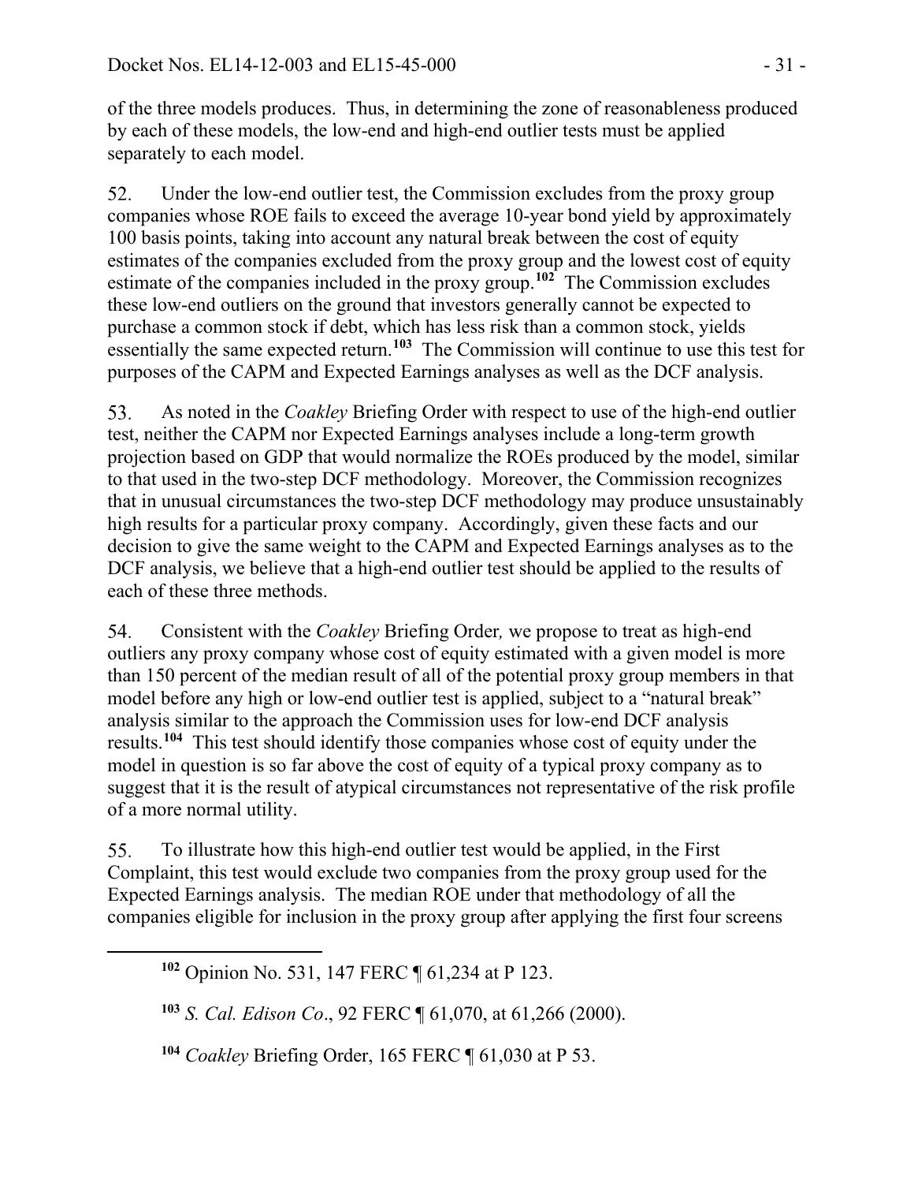of the three models produces. Thus, in determining the zone of reasonableness produced by each of these models, the low-end and high-end outlier tests must be applied separately to each model.

52. Under the low-end outlier test, the Commission excludes from the proxy group companies whose ROE fails to exceed the average 10-year bond yield by approximately 100 basis points, taking into account any natural break between the cost of equity estimates of the companies excluded from the proxy group and the lowest cost of equity estimate of the companies included in the proxy group.[102] The Commission excludes these low-end outliers on the ground that investors generally cannot be expected to purchase a common stock if debt, which has less risk than a common stock, yields essentially the same expected return.[103] The Commission will continue to use this test for purposes of the CAPM and Expected Earnings analyses as well as the DCF analysis.

53. As noted in the *Coakley* Briefing Order with respect to use of the high-end outlier test, neither the CAPM nor Expected Earnings analyses include a long-term growth projection based on GDP that would normalize the ROEs produced by the model, similar to that used in the two-step DCF methodology. Moreover, the Commission recognizes that in unusual circumstances the two-step DCF methodology may produce unsustainably high results for a particular proxy company. Accordingly, given these facts and our decision to give the same weight to the CAPM and Expected Earnings analyses as to the DCF analysis, we believe that a high-end outlier test should be applied to the results of each of these three methods.

54. Consistent with the *Coakley* Briefing Order*,* we propose to treat as high-end outliers any proxy company whose cost of equity estimated with a given model is more than 150 percent of the median result of all of the potential proxy group members in that model before any high or low-end outlier test is applied, subject to a "natural break" analysis similar to the approach the Commission uses for low-end DCF analysis results.[104] This test should identify those companies whose cost of equity under the model in question is so far above the cost of equity of a typical proxy company as to suggest that it is the result of atypical circumstances not representative of the risk profile of a more normal utility.

55. To illustrate how this high-end outlier test would be applied, in the First Complaint, this test would exclude two companies from the proxy group used for the Expected Earnings analysis. The median ROE under that methodology of all the companies eligible for inclusion in the proxy group after applying the first four screens

---

[102] Opinion No. 531, 147 FERC ¶ 61,234 at P 123.

[103] *S. Cal. Edison Co*., 92 FERC ¶ 61,070, at 61,266 (2000).

[104] *Coakley* Briefing Order, 165 FERC ¶ 61,030 at P 53.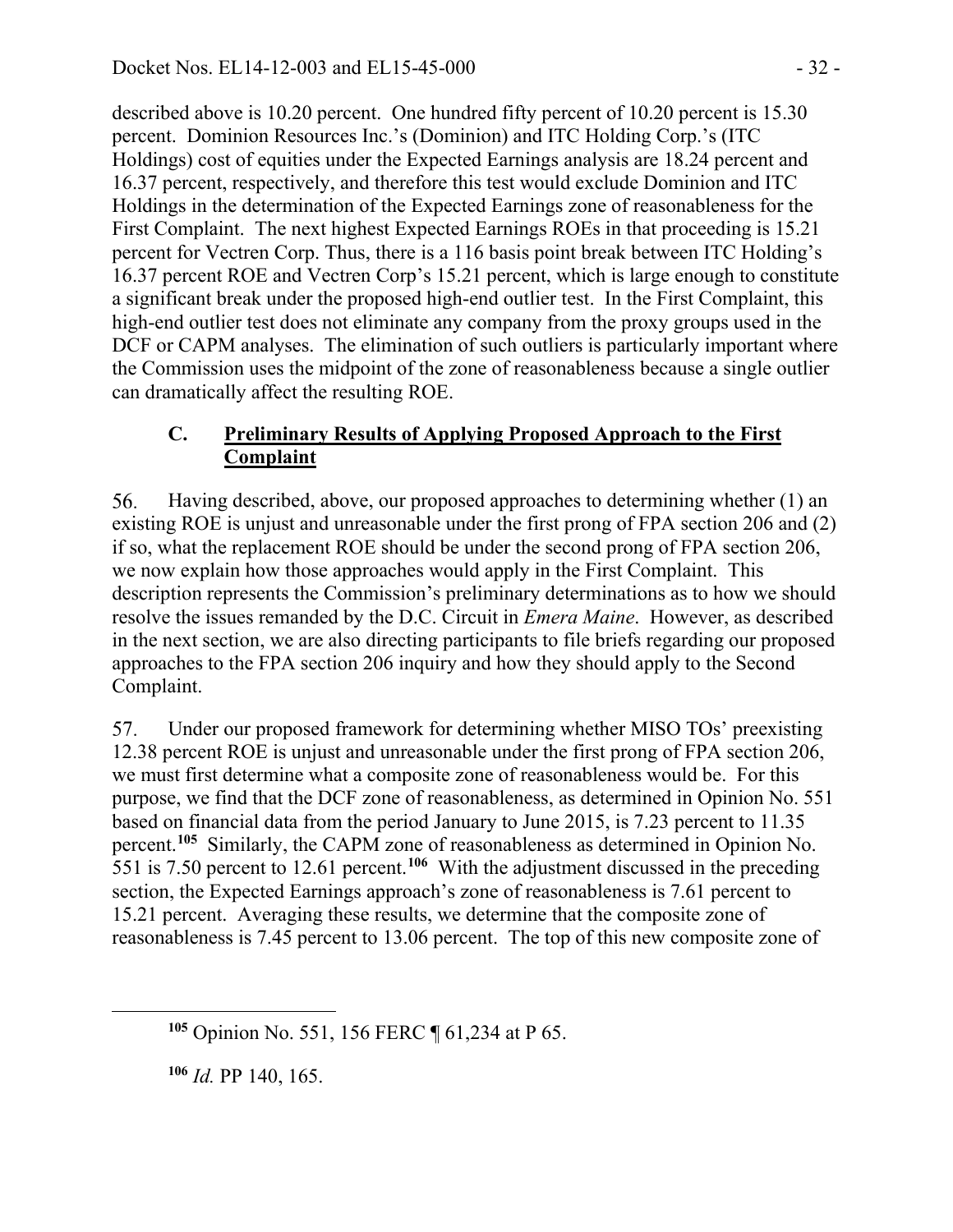described above is 10.20 percent. One hundred fifty percent of 10.20 percent is 15.30 percent. Dominion Resources Inc.'s (Dominion) and ITC Holding Corp.'s (ITC Holdings) cost of equities under the Expected Earnings analysis are 18.24 percent and 16.37 percent, respectively, and therefore this test would exclude Dominion and ITC Holdings in the determination of the Expected Earnings zone of reasonableness for the First Complaint. The next highest Expected Earnings ROEs in that proceeding is 15.21 percent for Vectren Corp. Thus, there is a 116 basis point break between ITC Holding's 16.37 percent ROE and Vectren Corp's 15.21 percent, which is large enough to constitute a significant break under the proposed high-end outlier test. In the First Complaint, this high-end outlier test does not eliminate any company from the proxy groups used in the DCF or CAPM analyses. The elimination of such outliers is particularly important where the Commission uses the midpoint of the zone of reasonableness because a single outlier can dramatically affect the resulting ROE.

### C. Preliminary Results of Applying Proposed Approach to the First Complaint

56. Having described, above, our proposed approaches to determining whether (1) an existing ROE is unjust and unreasonable under the first prong of FPA section 206 and (2) if so, what the replacement ROE should be under the second prong of FPA section 206, we now explain how those approaches would apply in the First Complaint. This description represents the Commission's preliminary determinations as to how we should resolve the issues remanded by the D.C. Circuit in *Emera Maine*. However, as described in the next section, we are also directing participants to file briefs regarding our proposed approaches to the FPA section 206 inquiry and how they should apply to the Second Complaint.

57. Under our proposed framework for determining whether MISO TOs' preexisting 12.38 percent ROE is unjust and unreasonable under the first prong of FPA section 206, we must first determine what a composite zone of reasonableness would be. For this purpose, we find that the DCF zone of reasonableness, as determined in Opinion No. 551 based on financial data from the period January to June 2015, is 7.23 percent to 11.35 percent.[105] Similarly, the CAPM zone of reasonableness as determined in Opinion No. 551 is 7.50 percent to 12.61 percent.[106] With the adjustment discussed in the preceding section, the Expected Earnings approach's zone of reasonableness is 7.61 percent to 15.21 percent. Averaging these results, we determine that the composite zone of reasonableness is 7.45 percent to 13.06 percent. The top of this new composite zone of

[105] Opinion No. 551, 156 FERC ¶ 61,234 at P 65.

[106] *Id.* PP 140, 165.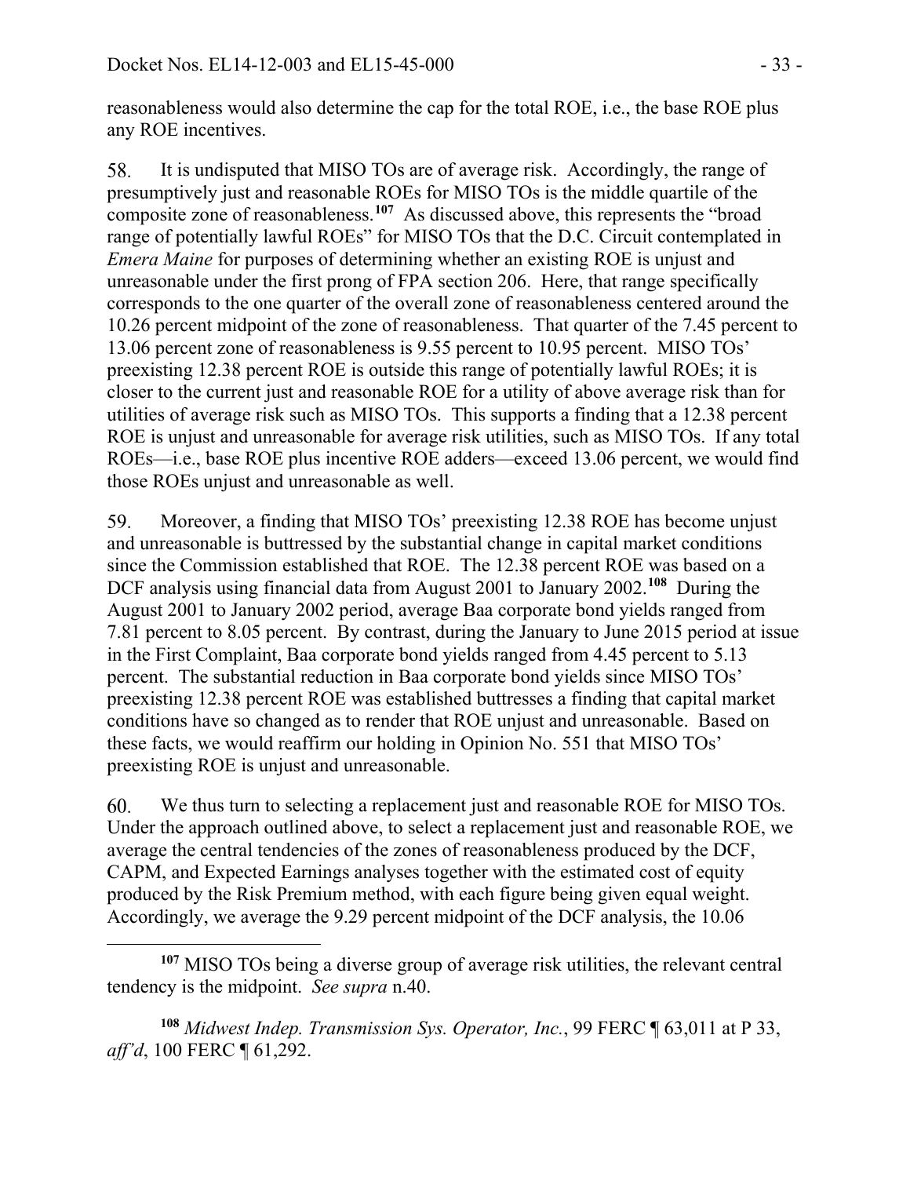reasonableness would also determine the cap for the total ROE, i.e., the base ROE plus any ROE incentives.

58. It is undisputed that MISO TOs are of average risk. Accordingly, the range of presumptively just and reasonable ROEs for MISO TOs is the middle quartile of the composite zone of reasonableness.[107] As discussed above, this represents the "broad range of potentially lawful ROEs" for MISO TOs that the D.C. Circuit contemplated in *Emera Maine* for purposes of determining whether an existing ROE is unjust and unreasonable under the first prong of FPA section 206. Here, that range specifically corresponds to the one quarter of the overall zone of reasonableness centered around the 10.26 percent midpoint of the zone of reasonableness. That quarter of the 7.45 percent to 13.06 percent zone of reasonableness is 9.55 percent to 10.95 percent. MISO TOs' preexisting 12.38 percent ROE is outside this range of potentially lawful ROEs; it is closer to the current just and reasonable ROE for a utility of above average risk than for utilities of average risk such as MISO TOs. This supports a finding that a 12.38 percent ROE is unjust and unreasonable for average risk utilities, such as MISO TOs. If any total ROEs—i.e., base ROE plus incentive ROE adders—exceed 13.06 percent, we would find those ROEs unjust and unreasonable as well.

59. Moreover, a finding that MISO TOs' preexisting 12.38 ROE has become unjust and unreasonable is buttressed by the substantial change in capital market conditions since the Commission established that ROE. The 12.38 percent ROE was based on a DCF analysis using financial data from August 2001 to January 2002.[108] During the August 2001 to January 2002 period, average Baa corporate bond yields ranged from 7.81 percent to 8.05 percent. By contrast, during the January to June 2015 period at issue in the First Complaint, Baa corporate bond yields ranged from 4.45 percent to 5.13 percent. The substantial reduction in Baa corporate bond yields since MISO TOs' preexisting 12.38 percent ROE was established buttresses a finding that capital market conditions have so changed as to render that ROE unjust and unreasonable. Based on these facts, we would reaffirm our holding in Opinion No. 551 that MISO TOs' preexisting ROE is unjust and unreasonable.

60. We thus turn to selecting a replacement just and reasonable ROE for MISO TOs. Under the approach outlined above, to select a replacement just and reasonable ROE, we average the central tendencies of the zones of reasonableness produced by the DCF, CAPM, and Expected Earnings analyses together with the estimated cost of equity produced by the Risk Premium method, with each figure being given equal weight. Accordingly, we average the 9.29 percent midpoint of the DCF analysis, the 10.06

---

[107] MISO TOs being a diverse group of average risk utilities, the relevant central tendency is the midpoint. *See supra* n.40.

[108] *Midwest Indep. Transmission Sys. Operator, Inc.*, 99 FERC ¶ 63,011 at P 33, *aff'd*, 100 FERC ¶ 61,292.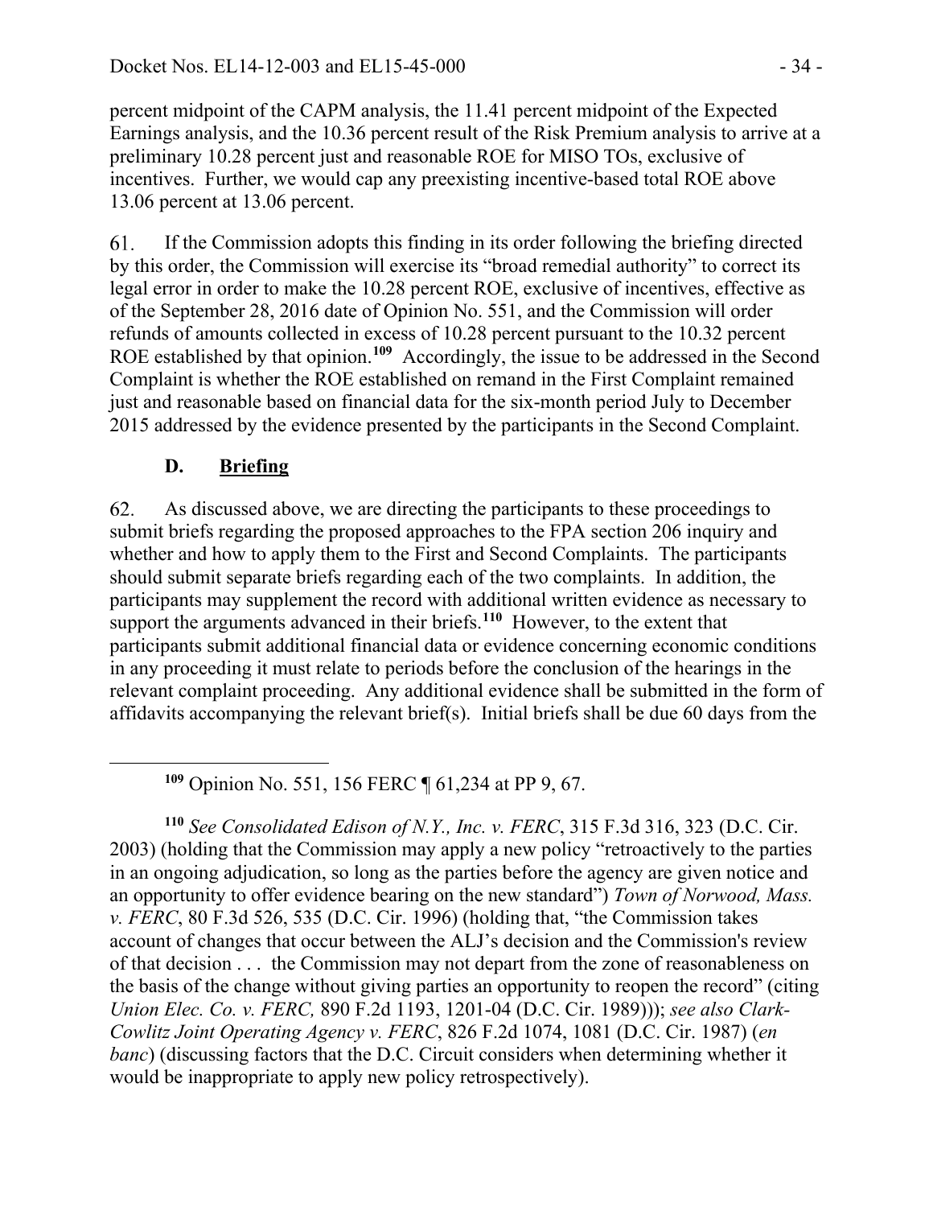percent midpoint of the CAPM analysis, the 11.41 percent midpoint of the Expected Earnings analysis, and the 10.36 percent result of the Risk Premium analysis to arrive at a preliminary 10.28 percent just and reasonable ROE for MISO TOs, exclusive of incentives. Further, we would cap any preexisting incentive-based total ROE above 13.06 percent at 13.06 percent.

61. If the Commission adopts this finding in its order following the briefing directed by this order, the Commission will exercise its "broad remedial authority" to correct its legal error in order to make the 10.28 percent ROE, exclusive of incentives, effective as of the September 28, 2016 date of Opinion No. 551, and the Commission will order refunds of amounts collected in excess of 10.28 percent pursuant to the 10.32 percent ROE established by that opinion.[109] Accordingly, the issue to be addressed in the Second Complaint is whether the ROE established on remand in the First Complaint remained just and reasonable based on financial data for the six-month period July to December 2015 addressed by the evidence presented by the participants in the Second Complaint.

### D. Briefing

62. As discussed above, we are directing the participants to these proceedings to submit briefs regarding the proposed approaches to the FPA section 206 inquiry and whether and how to apply them to the First and Second Complaints. The participants should submit separate briefs regarding each of the two complaints. In addition, the participants may supplement the record with additional written evidence as necessary to support the arguments advanced in their briefs.[110] However, to the extent that participants submit additional financial data or evidence concerning economic conditions in any proceeding it must relate to periods before the conclusion of the hearings in the relevant complaint proceeding. Any additional evidence shall be submitted in the form of affidavits accompanying the relevant brief(s). Initial briefs shall be due 60 days from the

---

[109] Opinion No. 551, 156 FERC ¶ 61,234 at PP 9, 67.

[110] *See Consolidated Edison of N.Y., Inc. v. FERC*, 315 F.3d 316, 323 (D.C. Cir. 2003) (holding that the Commission may apply a new policy "retroactively to the parties in an ongoing adjudication, so long as the parties before the agency are given notice and an opportunity to offer evidence bearing on the new standard") *Town of Norwood, Mass. v. FERC*, 80 F.3d 526, 535 (D.C. Cir. 1996) (holding that, "the Commission takes account of changes that occur between the ALJ's decision and the Commission's review of that decision . . . the Commission may not depart from the zone of reasonableness on the basis of the change without giving parties an opportunity to reopen the record" (citing *Union Elec. Co. v. FERC,* 890 F.2d 1193, 1201-04 (D.C. Cir. 1989))); *see also Clark-Cowlitz Joint Operating Agency v. FERC*, 826 F.2d 1074, 1081 (D.C. Cir. 1987) (*en banc*) (discussing factors that the D.C. Circuit considers when determining whether it would be inappropriate to apply new policy retrospectively).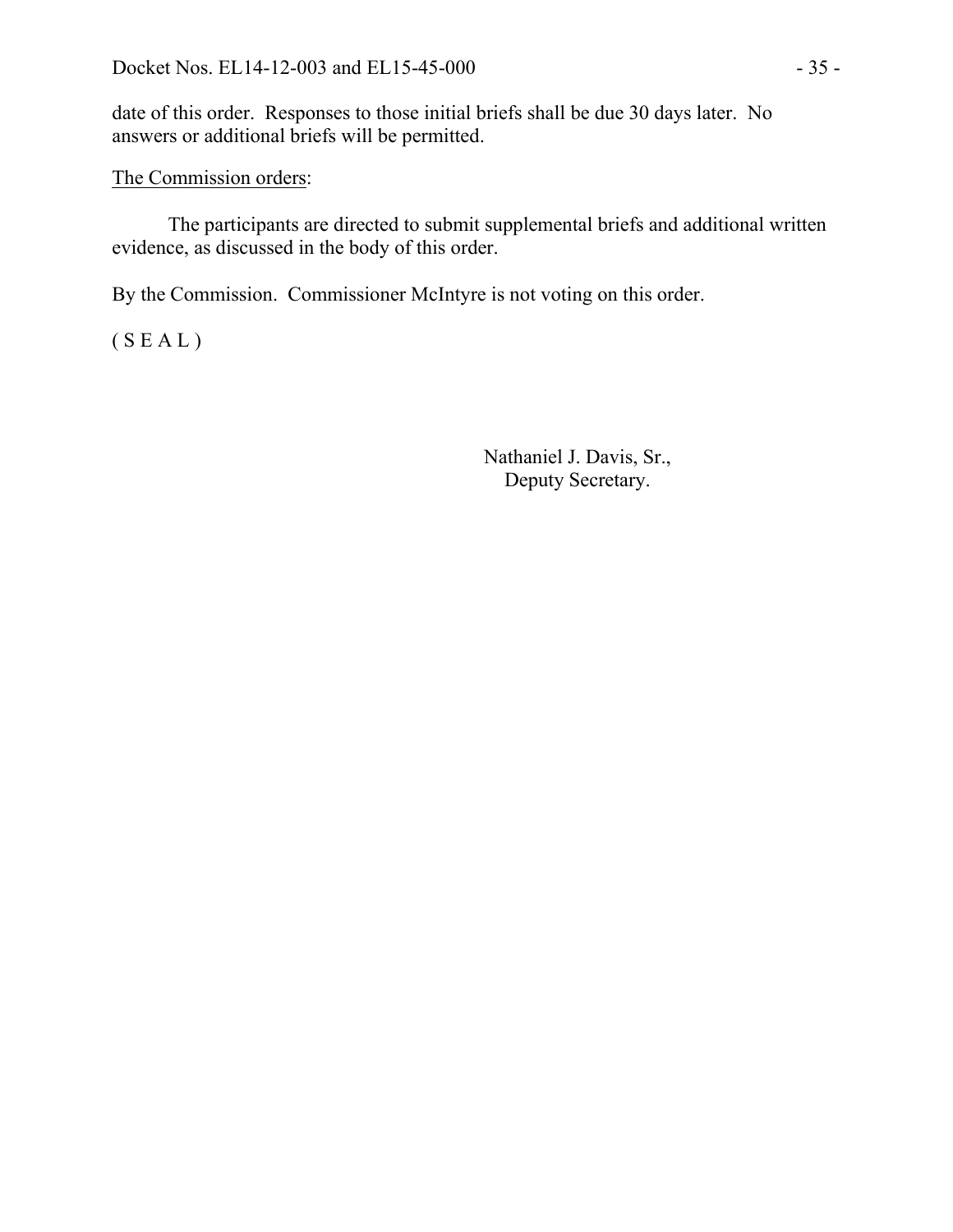date of this order. Responses to those initial briefs shall be due 30 days later. No answers or additional briefs will be permitted.

<u>The Commission orders</u>:

The participants are directed to submit supplemental briefs and additional written evidence, as discussed in the body of this order.

By the Commission. Commissioner McIntyre is not voting on this order.

( S E A L )

Nathaniel J. Davis, Sr.,
Deputy Secretary.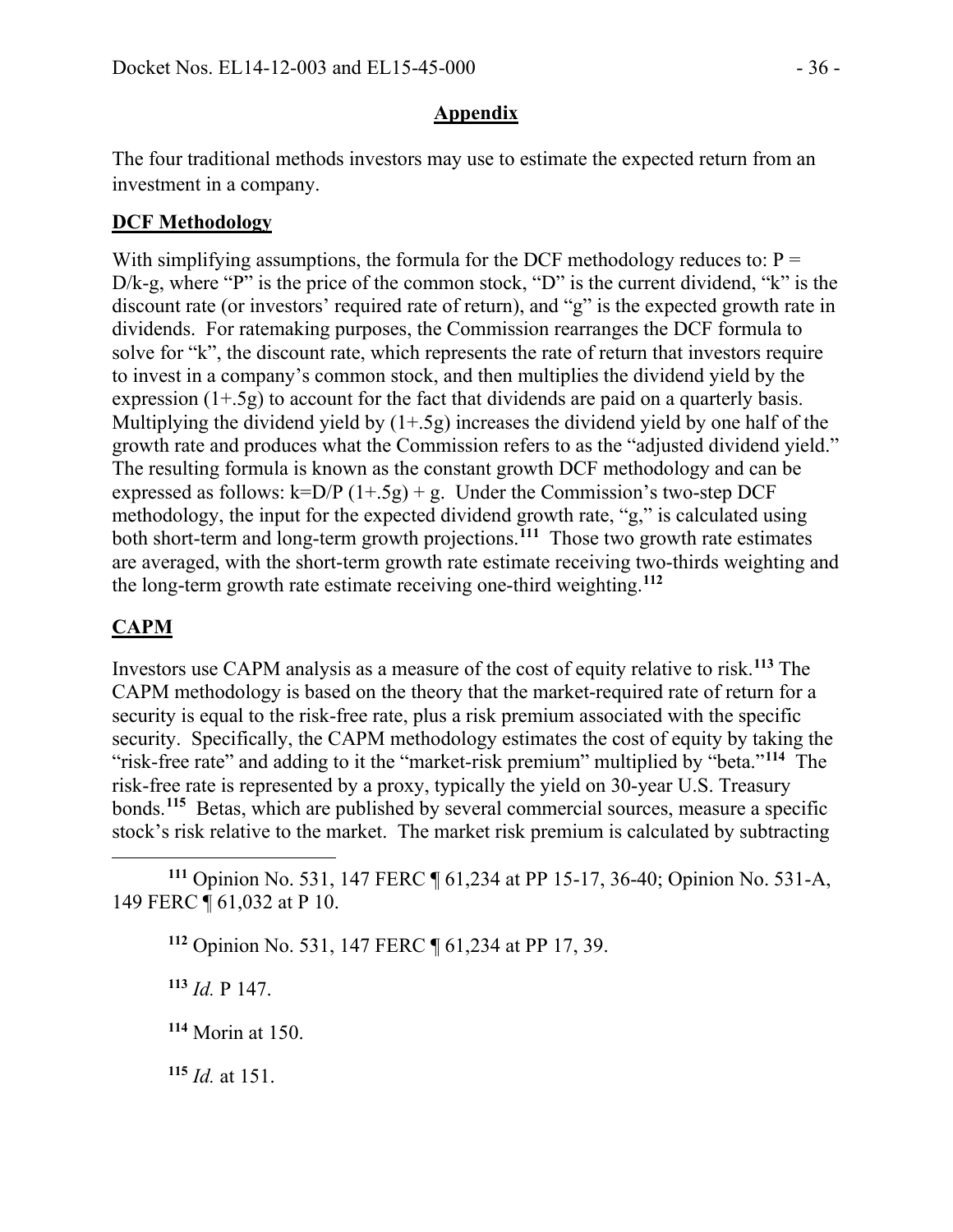## Appendix

The four traditional methods investors may use to estimate the expected return from an investment in a company.

**DCF Methodology**

With simplifying assumptions, the formula for the DCF methodology reduces to: $P = D/k\text{-}g$, where "P" is the price of the common stock, "D" is the current dividend, "k" is the discount rate (or investors' required rate of return), and "g" is the expected growth rate in dividends. For ratemaking purposes, the Commission rearranges the DCF formula to solve for "k", the discount rate, which represents the rate of return that investors require to invest in a company's common stock, and then multiplies the dividend yield by the expression $(1+.5g)$ to account for the fact that dividends are paid on a quarterly basis. Multiplying the dividend yield by $(1+.5g)$ increases the dividend yield by one half of the growth rate and produces what the Commission refers to as the "adjusted dividend yield." The resulting formula is known as the constant growth DCF methodology and can be expressed as follows: $k=D/P\ (1+.5g) + g$. Under the Commission's two-step DCF methodology, the input for the expected dividend growth rate, "g," is calculated using both short-term and long-term growth projections.[111] Those two growth rate estimates are averaged, with the short-term growth rate estimate receiving two-thirds weighting and the long-term growth rate estimate receiving one-third weighting.[112]

**CAPM**

Investors use CAPM analysis as a measure of the cost of equity relative to risk.[113] The CAPM methodology is based on the theory that the market-required rate of return for a security is equal to the risk-free rate, plus a risk premium associated with the specific security. Specifically, the CAPM methodology estimates the cost of equity by taking the "risk-free rate" and adding to it the "market-risk premium" multiplied by "beta."[114] The risk-free rate is represented by a proxy, typically the yield on 30-year U.S. Treasury bonds.[115] Betas, which are published by several commercial sources, measure a specific stock's risk relative to the market. The market risk premium is calculated by subtracting

---

[111] Opinion No. 531, 147 FERC ¶ 61,234 at PP 15-17, 36-40; Opinion No. 531-A, 149 FERC ¶ 61,032 at P 10.

[112] Opinion No. 531, 147 FERC ¶ 61,234 at PP 17, 39.

[113] *Id.* P 147.

[114] Morin at 150.

[115] *Id.* at 151.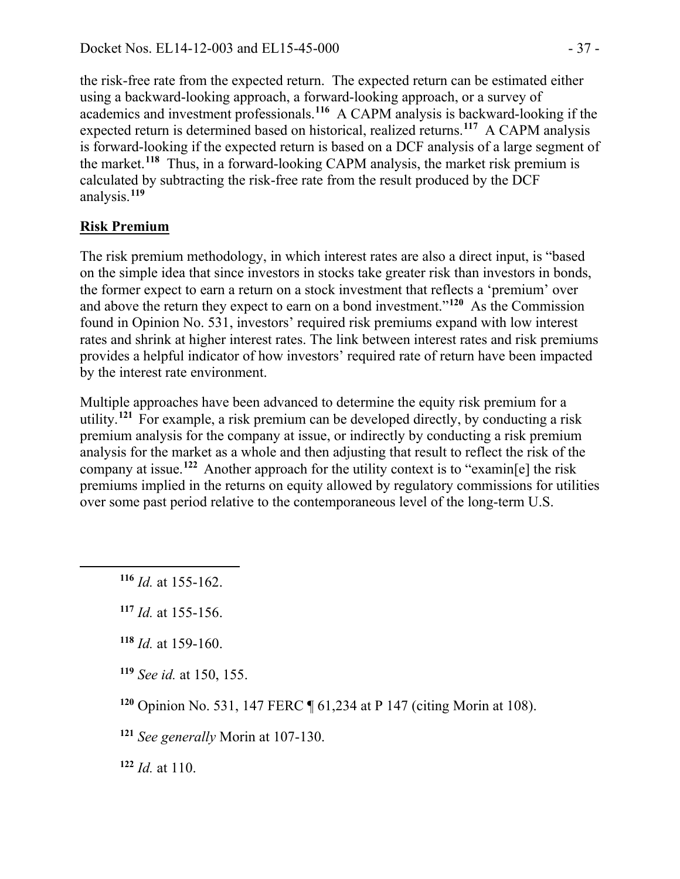the risk-free rate from the expected return. The expected return can be estimated either using a backward-looking approach, a forward-looking approach, or a survey of academics and investment professionals.[116] A CAPM analysis is backward-looking if the expected return is determined based on historical, realized returns.[117] A CAPM analysis is forward-looking if the expected return is based on a DCF analysis of a large segment of the market.[118] Thus, in a forward-looking CAPM analysis, the market risk premium is calculated by subtracting the risk-free rate from the result produced by the DCF analysis.[119]

**Risk Premium**

The risk premium methodology, in which interest rates are also a direct input, is "based on the simple idea that since investors in stocks take greater risk than investors in bonds, the former expect to earn a return on a stock investment that reflects a 'premium' over and above the return they expect to earn on a bond investment."[120] As the Commission found in Opinion No. 531, investors' required risk premiums expand with low interest rates and shrink at higher interest rates. The link between interest rates and risk premiums provides a helpful indicator of how investors' required rate of return have been impacted by the interest rate environment.

Multiple approaches have been advanced to determine the equity risk premium for a utility.[121] For example, a risk premium can be developed directly, by conducting a risk premium analysis for the company at issue, or indirectly by conducting a risk premium analysis for the market as a whole and then adjusting that result to reflect the risk of the company at issue.[122] Another approach for the utility context is to "examin[e] the risk premiums implied in the returns on equity allowed by regulatory commissions for utilities over some past period relative to the contemporaneous level of the long-term U.S.

---

[116] *Id.* at 155-162.

[117] *Id.* at 155-156.

[118] *Id.* at 159-160.

[119] *See id.* at 150, 155.

[120] Opinion No. 531, 147 FERC ¶ 61,234 at P 147 (citing Morin at 108).

[121] *See generally* Morin at 107-130.

[122] *Id.* at 110.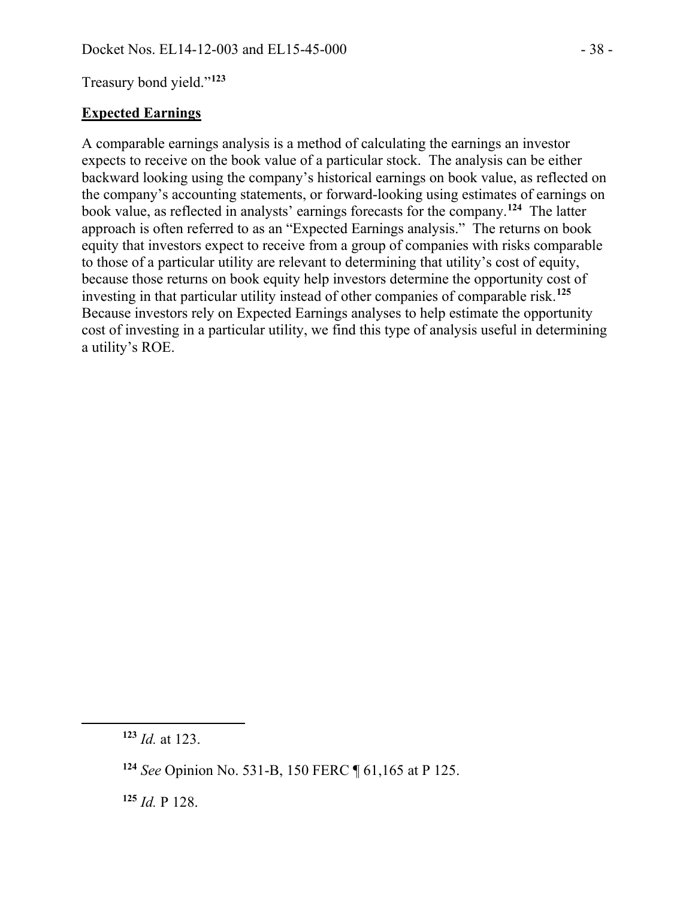Treasury bond yield."[123]

**Expected Earnings**

A comparable earnings analysis is a method of calculating the earnings an investor expects to receive on the book value of a particular stock. The analysis can be either backward looking using the company's historical earnings on book value, as reflected on the company's accounting statements, or forward-looking using estimates of earnings on book value, as reflected in analysts' earnings forecasts for the company.[124] The latter approach is often referred to as an "Expected Earnings analysis." The returns on book equity that investors expect to receive from a group of companies with risks comparable to those of a particular utility are relevant to determining that utility's cost of equity, because those returns on book equity help investors determine the opportunity cost of investing in that particular utility instead of other companies of comparable risk.[125] Because investors rely on Expected Earnings analyses to help estimate the opportunity cost of investing in a particular utility, we find this type of analysis useful in determining a utility's ROE.

---

[123] *Id.* at 123.

[124] *See* Opinion No. 531-B, 150 FERC ¶ 61,165 at P 125.

[125] *Id.* P 128.